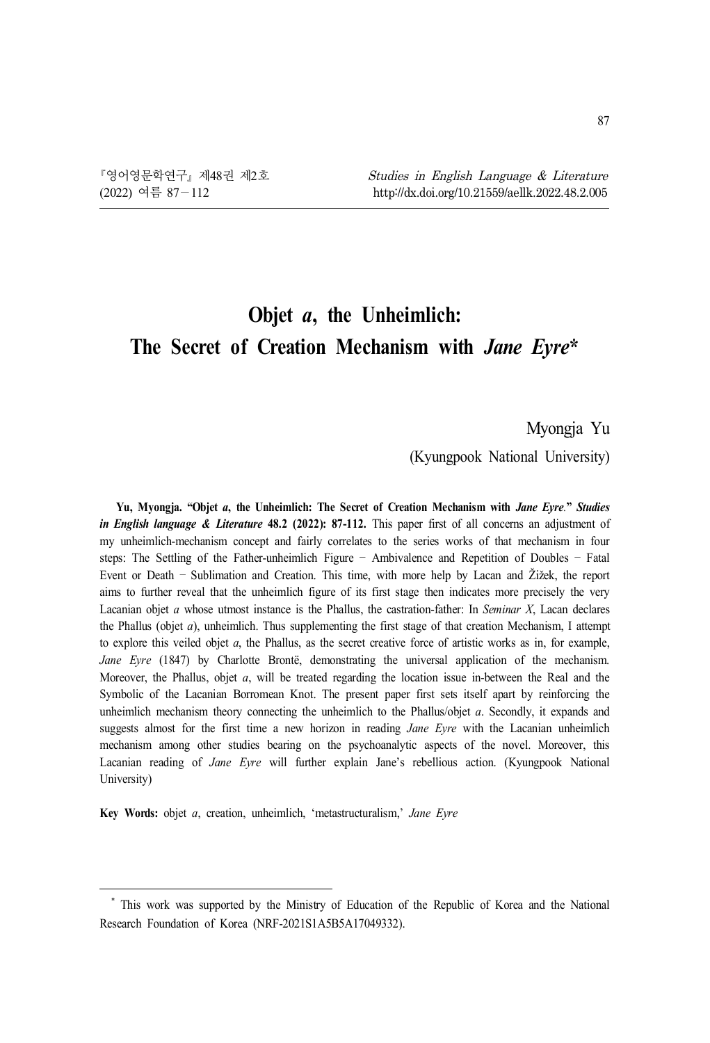# Objet *a*, the Unheimlich: The Secret of Creation Mechanism with *Jane Eyre**

Myongja Yu

(Kyungpook National University)

**Yu, Myongja. "Objet *a*, the Unheimlich: The Secret of Creation Mechanism with *Jane Eyre*." *Studies in English language & Literature* 48.2 (2022): 87-112.** This paper first of all concerns an adjustment of my unheimlich-mechanism concept and fairly correlates to the series works of that mechanism in four steps: The Settling of the Father-unheimlich Figure − Ambivalence and Repetition of Doubles − Fatal Event or Death − Sublimation and Creation. This time, with more help by Lacan and Žižek, the report aims to further reveal that the unheimlich figure of its first stage then indicates more precisely the very Lacanian objet *a* whose utmost instance is the Phallus, the castration-father: In *Seminar X*, Lacan declares the Phallus (objet *a*), unheimlich. Thus supplementing the first stage of that creation Mechanism, I attempt to explore this veiled objet *a*, the Phallus, as the secret creative force of artistic works as in, for example, *Jane Eyre* (1847) by Charlotte Brontë, demonstrating the universal application of the mechanism. Moreover, the Phallus, objet *a*, will be treated regarding the location issue in-between the Real and the Symbolic of the Lacanian Borromean Knot. The present paper first sets itself apart by reinforcing the unheimlich mechanism theory connecting the unheimlich to the Phallus/objet *a*. Secondly, it expands and suggests almost for the first time a new horizon in reading *Jane Eyre* with the Lacanian unheimlich mechanism among other studies bearing on the psychoanalytic aspects of the novel. Moreover, this Lacanian reading of *Jane Eyre* will further explain Jane's rebellious action. (Kyungpook National University)

**Key Words:** objet *a*, creation, unheimlich, 'metastructuralism,' *Jane Eyre*

---

\* This work was supported by the Ministry of Education of the Republic of Korea and the National Research Foundation of Korea (NRF-2021S1A5B5A17049332).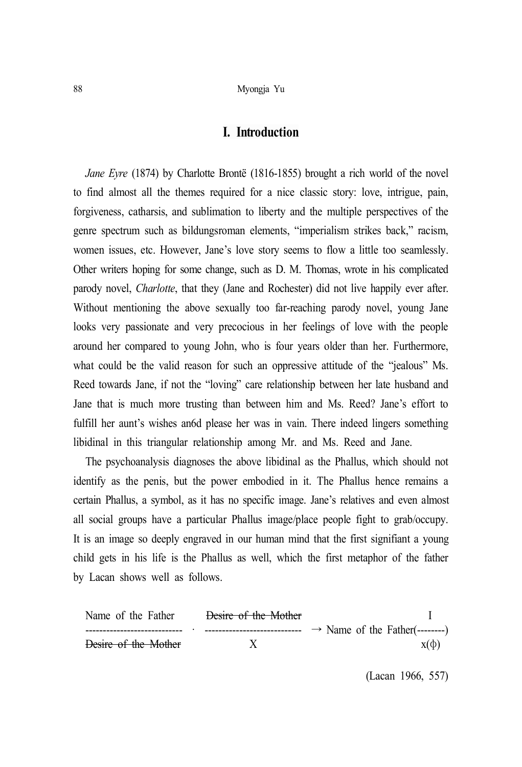# I. Introduction

*Jane Eyre* (1874) by Charlotte Brontë (1816-1855) brought a rich world of the novel to find almost all the themes required for a nice classic story: love, intrigue, pain, forgiveness, catharsis, and sublimation to liberty and the multiple perspectives of the genre spectrum such as bildungsroman elements, "imperialism strikes back," racism, women issues, etc. However, Jane's love story seems to flow a little too seamlessly. Other writers hoping for some change, such as D. M. Thomas, wrote in his complicated parody novel, *Charlotte*, that they (Jane and Rochester) did not live happily ever after. Without mentioning the above sexually too far-reaching parody novel, young Jane looks very passionate and very precocious in her feelings of love with the people around her compared to young John, who is four years older than her. Furthermore, what could be the valid reason for such an oppressive attitude of the "jealous" Ms. Reed towards Jane, if not the "loving" care relationship between her late husband and Jane that is much more trusting than between him and Ms. Reed? Jane's effort to fulfill her aunt's wishes an6d please her was in vain. There indeed lingers something libidinal in this triangular relationship among Mr. and Ms. Reed and Jane.

The psychoanalysis diagnoses the above libidinal as the Phallus, which should not identify as the penis, but the power embodied in it. The Phallus hence remains a certain Phallus, a symbol, as it has no specific image. Jane's relatives and even almost all social groups have a particular Phallus image/place people fight to grab/occupy. It is an image so deeply engraved in our human mind that the first signifiant a young child gets in his life is the Phallus as well, which the first metaphor of the father by Lacan shows well as follows.

$$\frac{\text{Name of the Father}}{\cancel{\text{Desire of the Mother}}} \cdot \frac{\cancel{\text{Desire of the Mother}}}{X} \rightarrow \text{Name of the Father}\left(\frac{I}{x(\phi)}\right)$$

(Lacan 1966, 557)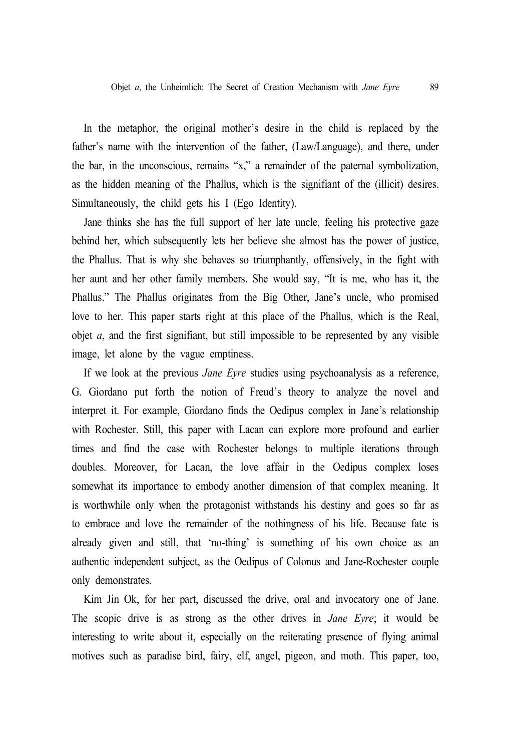In the metaphor, the original mother's desire in the child is replaced by the father's name with the intervention of the father, (Law/Language), and there, under the bar, in the unconscious, remains "x," a remainder of the paternal symbolization, as the hidden meaning of the Phallus, which is the signifiant of the (illicit) desires. Simultaneously, the child gets his I (Ego Identity).

Jane thinks she has the full support of her late uncle, feeling his protective gaze behind her, which subsequently lets her believe she almost has the power of justice, the Phallus. That is why she behaves so triumphantly, offensively, in the fight with her aunt and her other family members. She would say, "It is me, who has it, the Phallus." The Phallus originates from the Big Other, Jane's uncle, who promised love to her. This paper starts right at this place of the Phallus, which is the Real, objet *a*, and the first signifiant, but still impossible to be represented by any visible image, let alone by the vague emptiness.

If we look at the previous *Jane Eyre* studies using psychoanalysis as a reference, G. Giordano put forth the notion of Freud's theory to analyze the novel and interpret it. For example, Giordano finds the Oedipus complex in Jane's relationship with Rochester. Still, this paper with Lacan can explore more profound and earlier times and find the case with Rochester belongs to multiple iterations through doubles. Moreover, for Lacan, the love affair in the Oedipus complex loses somewhat its importance to embody another dimension of that complex meaning. It is worthwhile only when the protagonist withstands his destiny and goes so far as to embrace and love the remainder of the nothingness of his life. Because fate is already given and still, that 'no-thing' is something of his own choice as an authentic independent subject, as the Oedipus of Colonus and Jane-Rochester couple only demonstrates.

Kim Jin Ok, for her part, discussed the drive, oral and invocatory one of Jane. The scopic drive is as strong as the other drives in *Jane Eyre*; it would be interesting to write about it, especially on the reiterating presence of flying animal motives such as paradise bird, fairy, elf, angel, pigeon, and moth. This paper, too,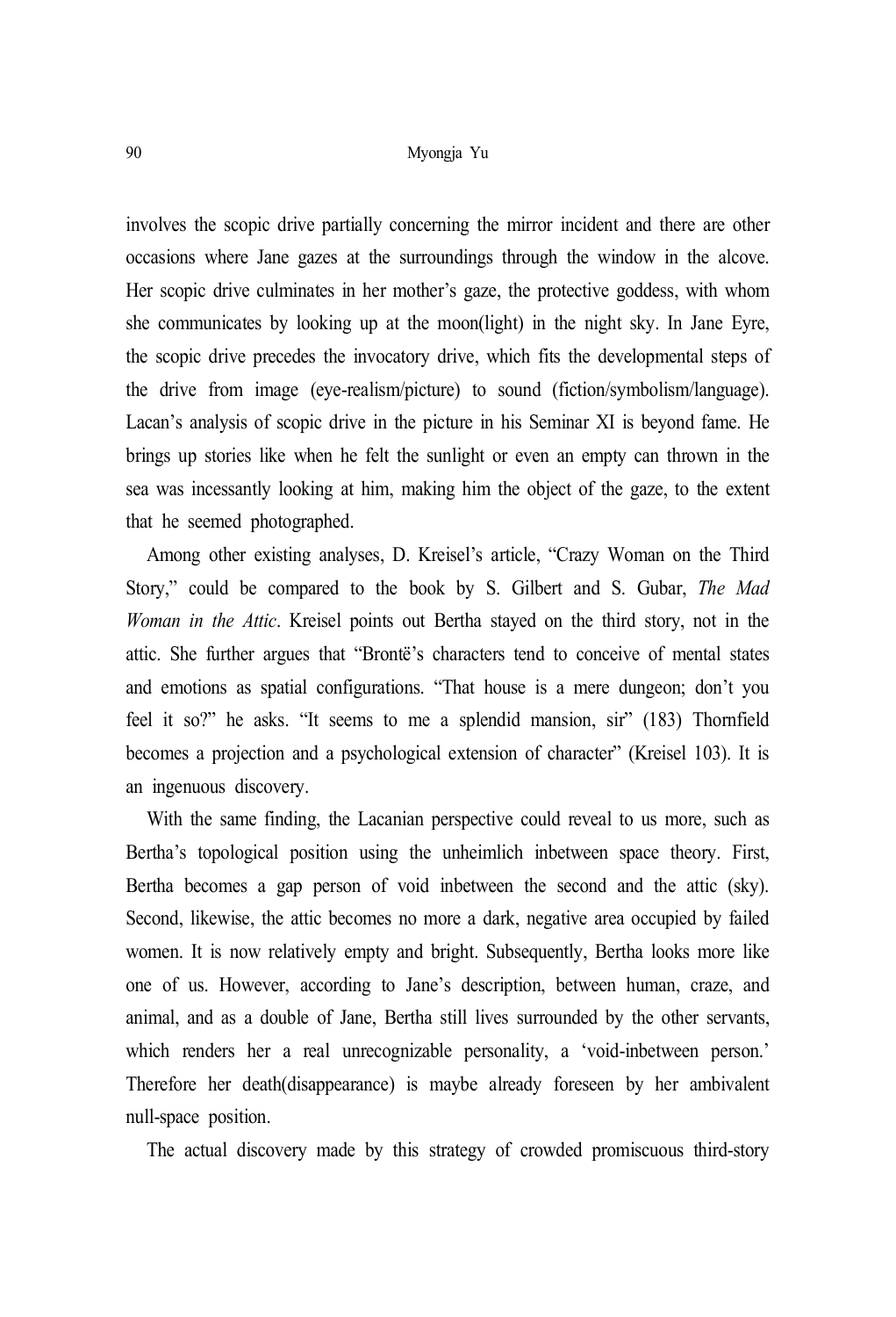involves the scopic drive partially concerning the mirror incident and there are other occasions where Jane gazes at the surroundings through the window in the alcove. Her scopic drive culminates in her mother's gaze, the protective goddess, with whom she communicates by looking up at the moon(light) in the night sky. In Jane Eyre, the scopic drive precedes the invocatory drive, which fits the developmental steps of the drive from image (eye-realism/picture) to sound (fiction/symbolism/language). Lacan's analysis of scopic drive in the picture in his Seminar XI is beyond fame. He brings up stories like when he felt the sunlight or even an empty can thrown in the sea was incessantly looking at him, making him the object of the gaze, to the extent that he seemed photographed.

Among other existing analyses, D. Kreisel's article, "Crazy Woman on the Third Story," could be compared to the book by S. Gilbert and S. Gubar, *The Mad Woman in the Attic*. Kreisel points out Bertha stayed on the third story, not in the attic. She further argues that "Brontë's characters tend to conceive of mental states and emotions as spatial configurations. "That house is a mere dungeon; don't you feel it so?" he asks. "It seems to me a splendid mansion, sir" (183) Thornfield becomes a projection and a psychological extension of character" (Kreisel 103). It is an ingenuous discovery.

With the same finding, the Lacanian perspective could reveal to us more, such as Bertha's topological position using the unheimlich inbetween space theory. First, Bertha becomes a gap person of void inbetween the second and the attic (sky). Second, likewise, the attic becomes no more a dark, negative area occupied by failed women. It is now relatively empty and bright. Subsequently, Bertha looks more like one of us. However, according to Jane's description, between human, craze, and animal, and as a double of Jane, Bertha still lives surrounded by the other servants, which renders her a real unrecognizable personality, a 'void-inbetween person.' Therefore her death(disappearance) is maybe already foreseen by her ambivalent null-space position.

The actual discovery made by this strategy of crowded promiscuous third-story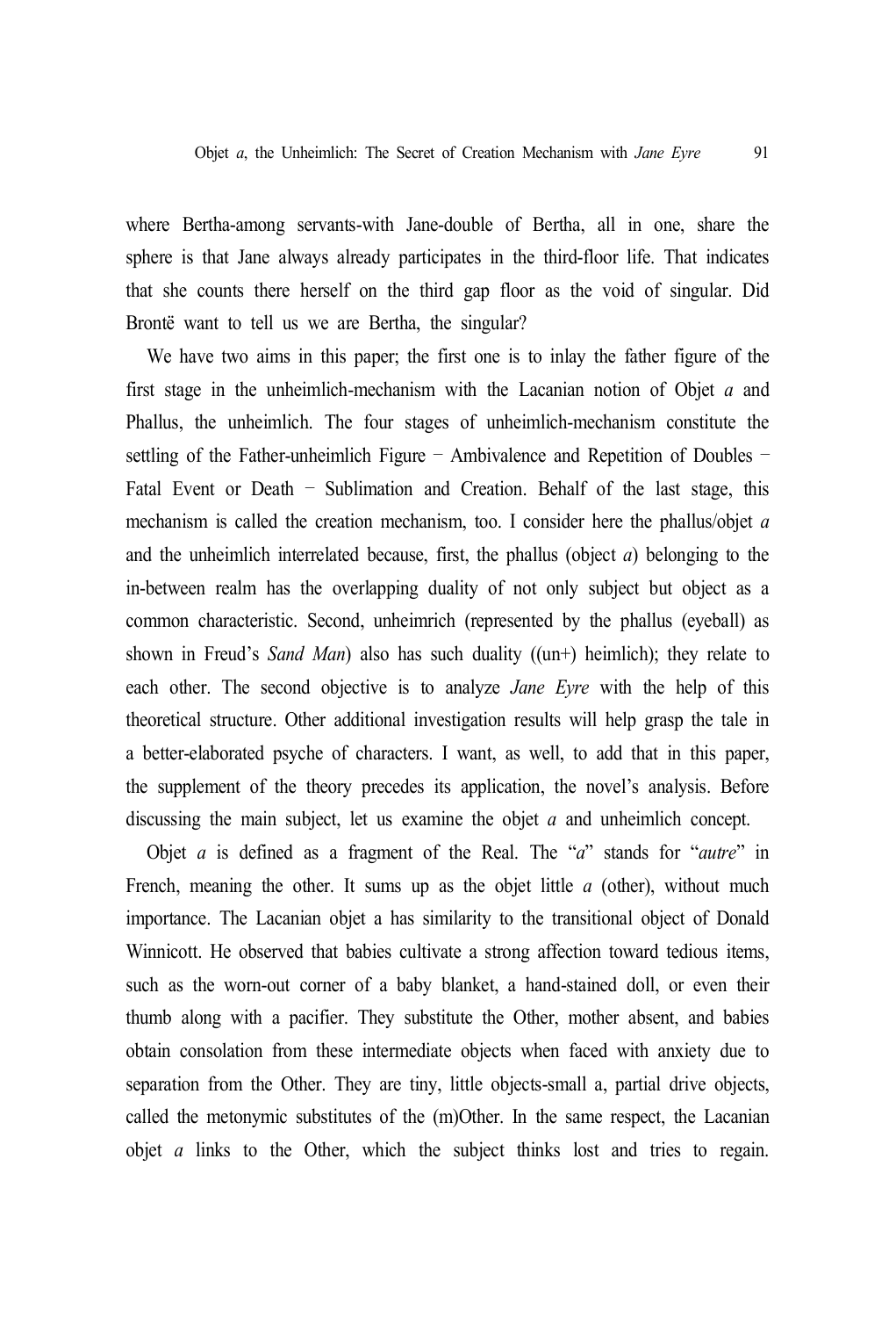where Bertha-among servants-with Jane-double of Bertha, all in one, share the sphere is that Jane always already participates in the third-floor life. That indicates that she counts there herself on the third gap floor as the void of singular. Did Brontë want to tell us we are Bertha, the singular?

We have two aims in this paper; the first one is to inlay the father figure of the first stage in the unheimlich-mechanism with the Lacanian notion of Objet *a* and Phallus, the unheimlich. The four stages of unheimlich-mechanism constitute the settling of the Father-unheimlich Figure − Ambivalence and Repetition of Doubles − Fatal Event or Death − Sublimation and Creation. Behalf of the last stage, this mechanism is called the creation mechanism, too. I consider here the phallus/objet *a* and the unheimlich interrelated because, first, the phallus (object *a*) belonging to the in-between realm has the overlapping duality of not only subject but object as a common characteristic. Second, unheimrich (represented by the phallus (eyeball) as shown in Freud's *Sand Man*) also has such duality ((un+) heimlich); they relate to each other. The second objective is to analyze *Jane Eyre* with the help of this theoretical structure. Other additional investigation results will help grasp the tale in a better-elaborated psyche of characters. I want, as well, to add that in this paper, the supplement of the theory precedes its application, the novel's analysis. Before discussing the main subject, let us examine the objet *a* and unheimlich concept.

Objet *a* is defined as a fragment of the Real. The "*a*" stands for "*autre*" in French, meaning the other. It sums up as the objet little *a* (other), without much importance. The Lacanian objet a has similarity to the transitional object of Donald Winnicott. He observed that babies cultivate a strong affection toward tedious items, such as the worn-out corner of a baby blanket, a hand-stained doll, or even their thumb along with a pacifier. They substitute the Other, mother absent, and babies obtain consolation from these intermediate objects when faced with anxiety due to separation from the Other. They are tiny, little objects-small a, partial drive objects, called the metonymic substitutes of the (m)Other. In the same respect, the Lacanian objet *a* links to the Other, which the subject thinks lost and tries to regain.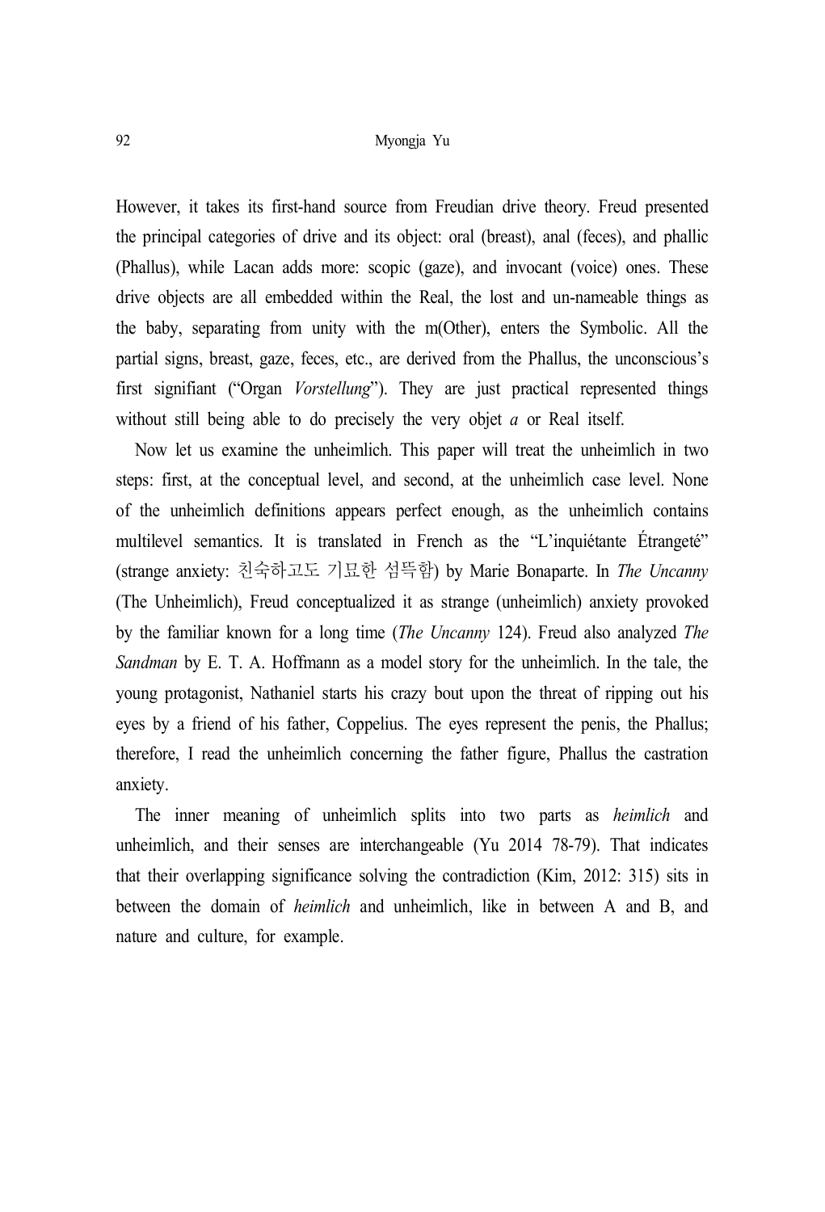However, it takes its first-hand source from Freudian drive theory. Freud presented the principal categories of drive and its object: oral (breast), anal (feces), and phallic (Phallus), while Lacan adds more: scopic (gaze), and invocant (voice) ones. These drive objects are all embedded within the Real, the lost and un-nameable things as the baby, separating from unity with the m(Other), enters the Symbolic. All the partial signs, breast, gaze, feces, etc., are derived from the Phallus, the unconscious's first signifiant ("Organ *Vorstellung*"). They are just practical represented things without still being able to do precisely the very objet *a* or Real itself.

Now let us examine the unheimlich. This paper will treat the unheimlich in two steps: first, at the conceptual level, and second, at the unheimlich case level. None of the unheimlich definitions appears perfect enough, as the unheimlich contains multilevel semantics. It is translated in French as the "L'inquiétante Étrangeté" (strange anxiety: 친숙하고도 기묘한 섬뜩함) by Marie Bonaparte. In *The Uncanny* (The Unheimlich), Freud conceptualized it as strange (unheimlich) anxiety provoked by the familiar known for a long time (*The Uncanny* 124). Freud also analyzed *The Sandman* by E. T. A. Hoffmann as a model story for the unheimlich. In the tale, the young protagonist, Nathaniel starts his crazy bout upon the threat of ripping out his eyes by a friend of his father, Coppelius. The eyes represent the penis, the Phallus; therefore, I read the unheimlich concerning the father figure, Phallus the castration anxiety.

The inner meaning of unheimlich splits into two parts as *heimlich* and unheimlich, and their senses are interchangeable (Yu 2014 78-79). That indicates that their overlapping significance solving the contradiction (Kim, 2012: 315) sits in between the domain of *heimlich* and unheimlich, like in between A and B, and nature and culture, for example.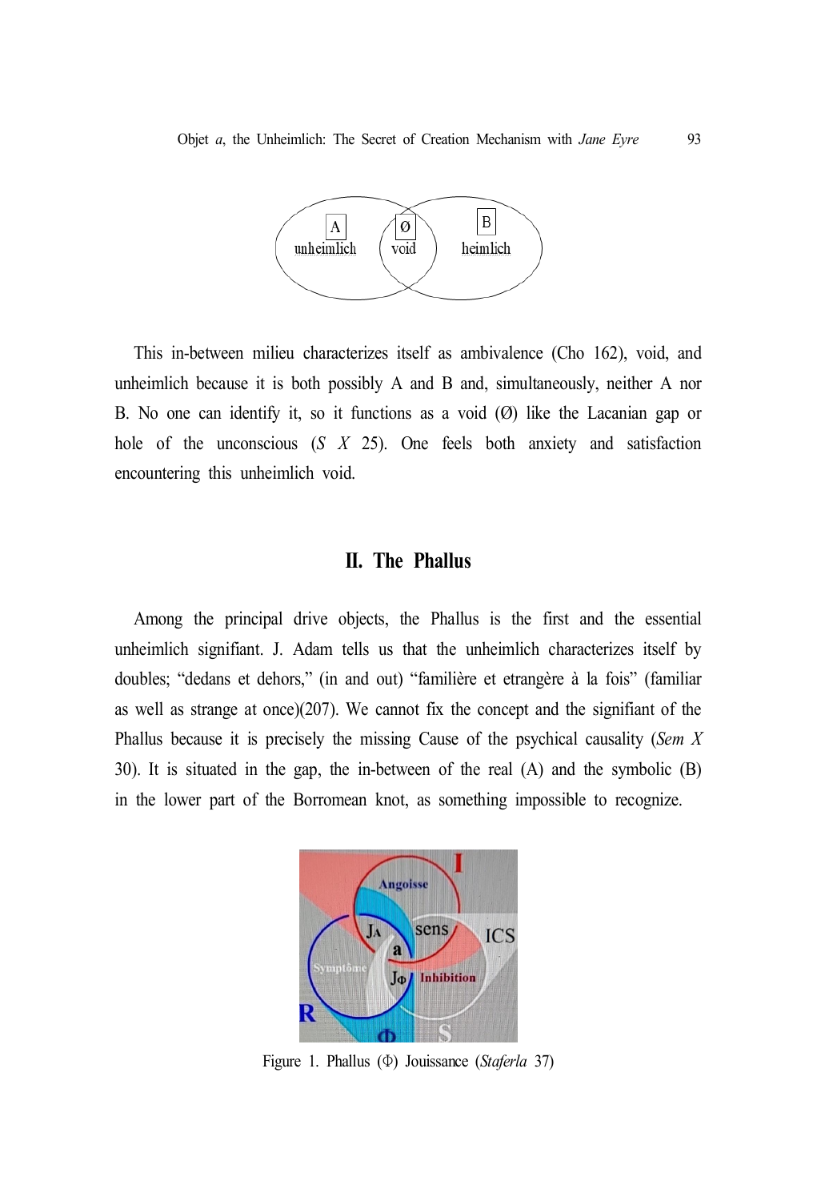This in-between milieu characterizes itself as ambivalence (Cho 162), void, and unheimlich because it is both possibly A and B and, simultaneously, neither A nor B. No one can identify it, so it functions as a void (Ø) like the Lacanian gap or hole of the unconscious (*S X* 25). One feels both anxiety and satisfaction encountering this unheimlich void.

## II. The Phallus

Among the principal drive objects, the Phallus is the first and the essential unheimlich signifiant. J. Adam tells us that the unheimlich characterizes itself by doubles; "dedans et dehors," (in and out) "familière et etrangère à la fois" (familiar as well as strange at once)(207). We cannot fix the concept and the signifiant of the Phallus because it is precisely the missing Cause of the psychical causality (*Sem X* 30). It is situated in the gap, the in-between of the real (A) and the symbolic (B) in the lower part of the Borromean knot, as something impossible to recognize.

Figure 1. Phallus (Φ) Jouissance (*Staferla* 37)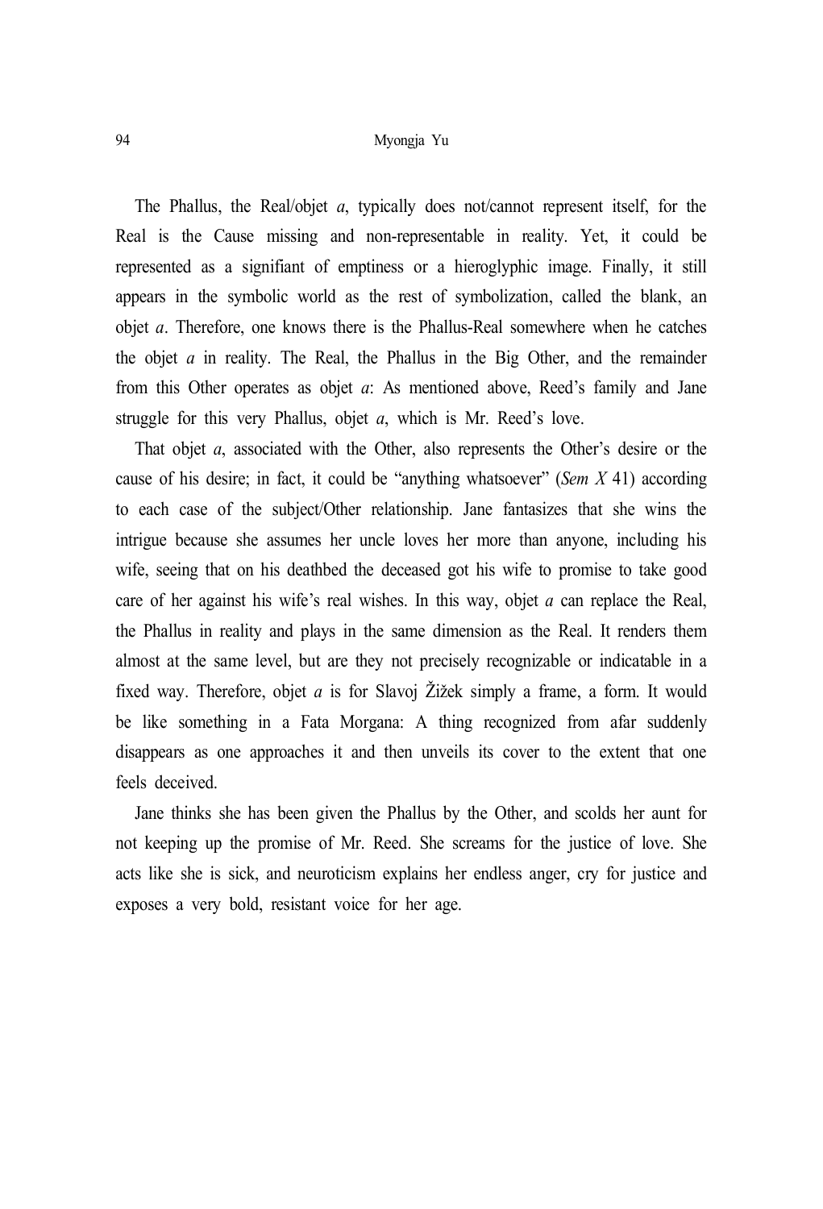The Phallus, the Real/objet *a*, typically does not/cannot represent itself, for the Real is the Cause missing and non-representable in reality. Yet, it could be represented as a signifiant of emptiness or a hieroglyphic image. Finally, it still appears in the symbolic world as the rest of symbolization, called the blank, an objet *a*. Therefore, one knows there is the Phallus-Real somewhere when he catches the objet *a* in reality. The Real, the Phallus in the Big Other, and the remainder from this Other operates as objet *a*: As mentioned above, Reed's family and Jane struggle for this very Phallus, objet *a*, which is Mr. Reed's love.

That objet *a*, associated with the Other, also represents the Other's desire or the cause of his desire; in fact, it could be "anything whatsoever" (*Sem X* 41) according to each case of the subject/Other relationship. Jane fantasizes that she wins the intrigue because she assumes her uncle loves her more than anyone, including his wife, seeing that on his deathbed the deceased got his wife to promise to take good care of her against his wife's real wishes. In this way, objet *a* can replace the Real, the Phallus in reality and plays in the same dimension as the Real. It renders them almost at the same level, but are they not precisely recognizable or indicatable in a fixed way. Therefore, objet *a* is for Slavoj Žižek simply a frame, a form. It would be like something in a Fata Morgana: A thing recognized from afar suddenly disappears as one approaches it and then unveils its cover to the extent that one feels deceived.

Jane thinks she has been given the Phallus by the Other, and scolds her aunt for not keeping up the promise of Mr. Reed. She screams for the justice of love. She acts like she is sick, and neuroticism explains her endless anger, cry for justice and exposes a very bold, resistant voice for her age.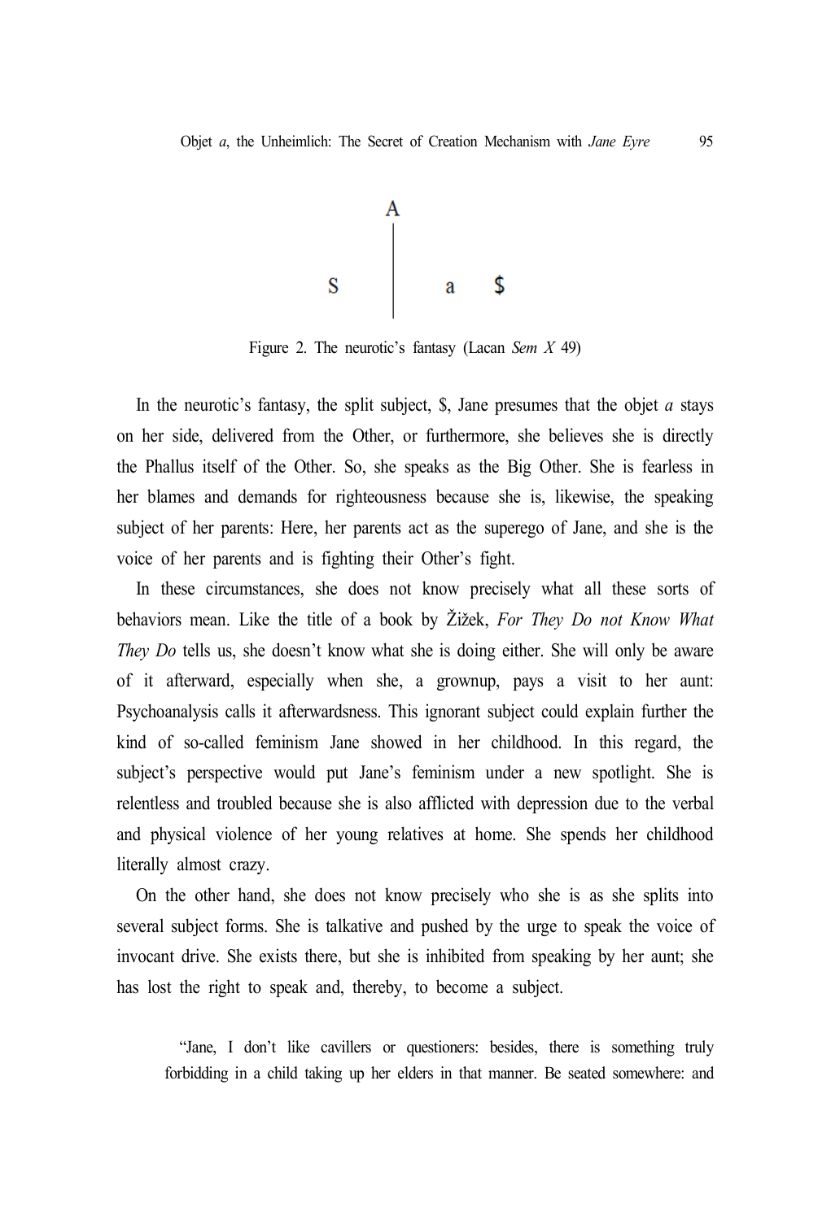```
        A
        |
   S    |    a    $
        |
```

Figure 2. The neurotic's fantasy (Lacan *Sem X* 49)

In the neurotic's fantasy, the split subject, $, Jane presumes that the objet *a* stays on her side, delivered from the Other, or furthermore, she believes she is directly the Phallus itself of the Other. So, she speaks as the Big Other. She is fearless in her blames and demands for righteousness because she is, likewise, the speaking subject of her parents: Here, her parents act as the superego of Jane, and she is the voice of her parents and is fighting their Other's fight.

In these circumstances, she does not know precisely what all these sorts of behaviors mean. Like the title of a book by Žižek, *For They Do not Know What They Do* tells us, she doesn't know what she is doing either. She will only be aware of it afterward, especially when she, a grownup, pays a visit to her aunt: Psychoanalysis calls it afterwardsness. This ignorant subject could explain further the kind of so-called feminism Jane showed in her childhood. In this regard, the subject's perspective would put Jane's feminism under a new spotlight. She is relentless and troubled because she is also afflicted with depression due to the verbal and physical violence of her young relatives at home. She spends her childhood literally almost crazy.

On the other hand, she does not know precisely who she is as she splits into several subject forms. She is talkative and pushed by the urge to speak the voice of invocant drive. She exists there, but she is inhibited from speaking by her aunt; she has lost the right to speak and, thereby, to become a subject.

> "Jane, I don't like cavillers or questioners: besides, there is something truly forbidding in a child taking up her elders in that manner. Be seated somewhere: and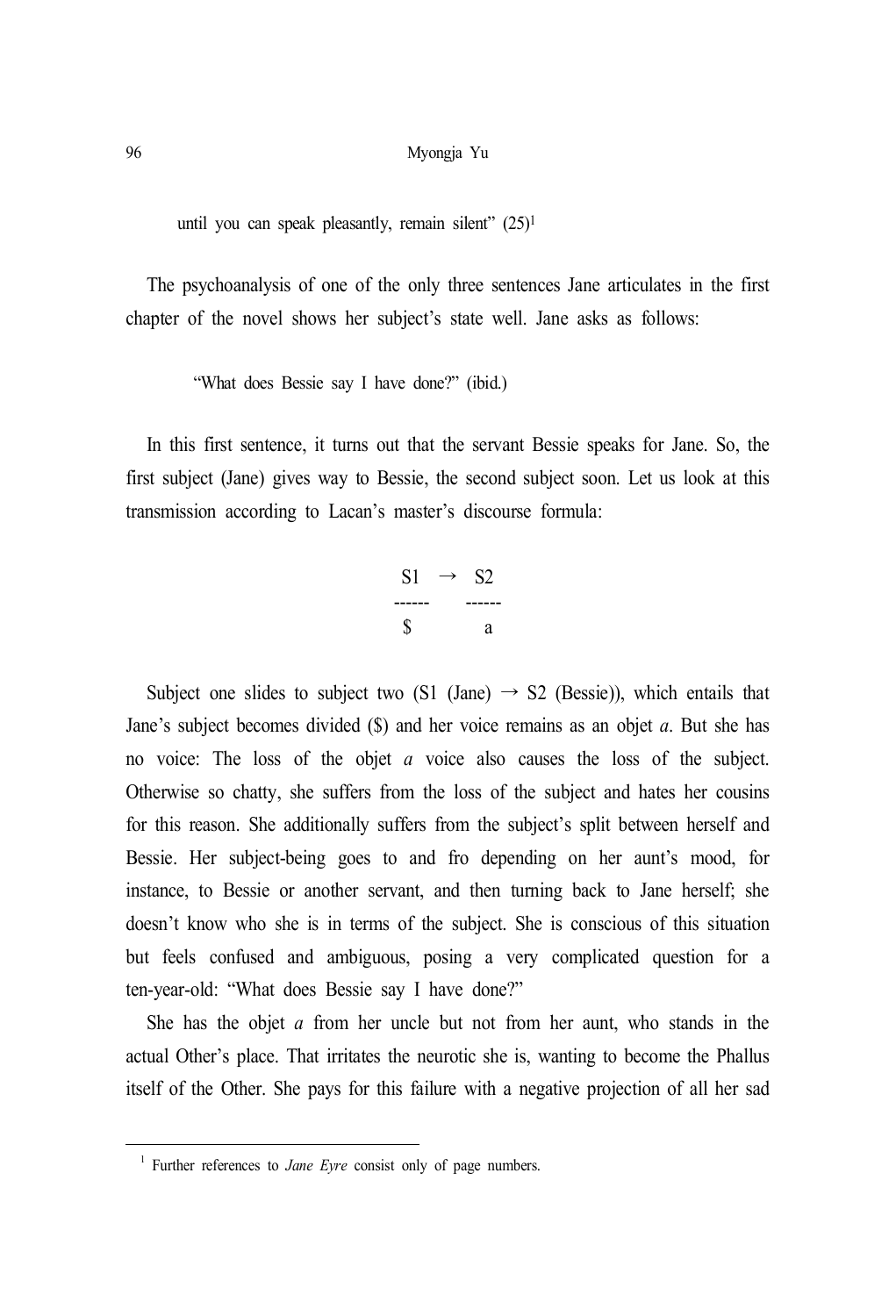until you can speak pleasantly, remain silent" (25)[1]

The psychoanalysis of one of the only three sentences Jane articulates in the first chapter of the novel shows her subject's state well. Jane asks as follows:

"What does Bessie say I have done?" (ibid.)

In this first sentence, it turns out that the servant Bessie speaks for Jane. So, the first subject (Jane) gives way to Bessie, the second subject soon. Let us look at this transmission according to Lacan's master's discourse formula:

$$\frac{S1}{\$} \rightarrow \frac{S2}{a}$$

Subject one slides to subject two (S1 (Jane) → S2 (Bessie)), which entails that Jane's subject becomes divided ($) and her voice remains as an objet *a*. But she has no voice: The loss of the objet *a* voice also causes the loss of the subject. Otherwise so chatty, she suffers from the loss of the subject and hates her cousins for this reason. She additionally suffers from the subject's split between herself and Bessie. Her subject-being goes to and fro depending on her aunt's mood, for instance, to Bessie or another servant, and then turning back to Jane herself; she doesn't know who she is in terms of the subject. She is conscious of this situation but feels confused and ambiguous, posing a very complicated question for a ten-year-old: "What does Bessie say I have done?"

She has the objet *a* from her uncle but not from her aunt, who stands in the actual Other's place. That irritates the neurotic she is, wanting to become the Phallus itself of the Other. She pays for this failure with a negative projection of all her sad

---

[1] Further references to *Jane Eyre* consist only of page numbers.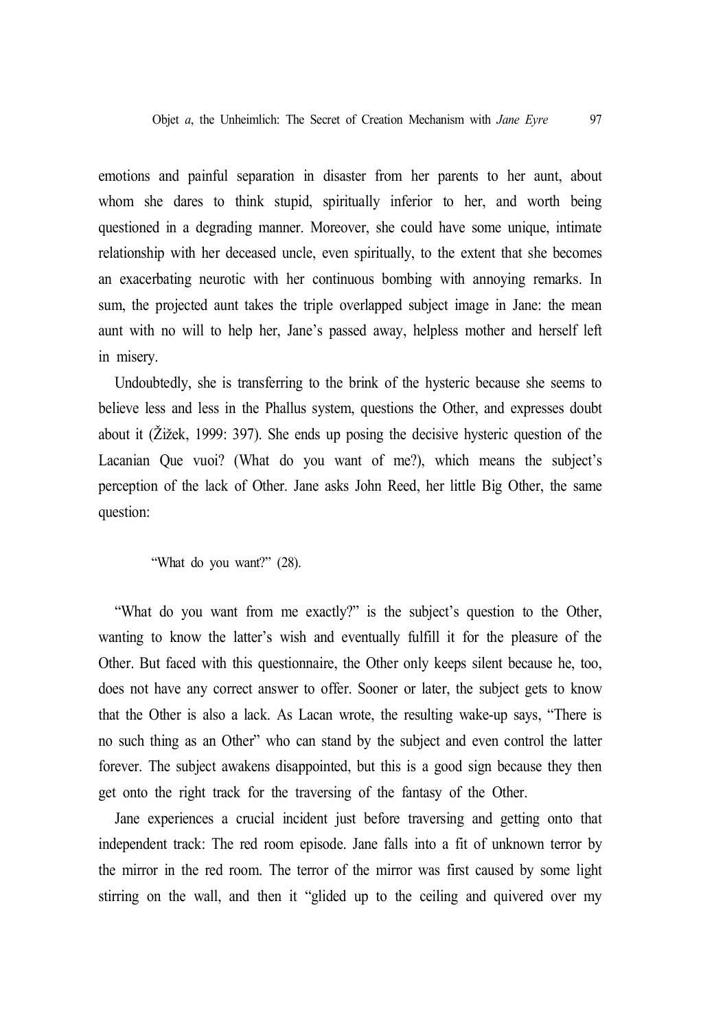emotions and painful separation in disaster from her parents to her aunt, about whom she dares to think stupid, spiritually inferior to her, and worth being questioned in a degrading manner. Moreover, she could have some unique, intimate relationship with her deceased uncle, even spiritually, to the extent that she becomes an exacerbating neurotic with her continuous bombing with annoying remarks. In sum, the projected aunt takes the triple overlapped subject image in Jane: the mean aunt with no will to help her, Jane's passed away, helpless mother and herself left in misery.

Undoubtedly, she is transferring to the brink of the hysteric because she seems to believe less and less in the Phallus system, questions the Other, and expresses doubt about it (Žižek, 1999: 397). She ends up posing the decisive hysteric question of the Lacanian Que vuoi? (What do you want of me?), which means the subject's perception of the lack of Other. Jane asks John Reed, her little Big Other, the same question:

> "What do you want?" (28).

"What do you want from me exactly?" is the subject's question to the Other, wanting to know the latter's wish and eventually fulfill it for the pleasure of the Other. But faced with this questionnaire, the Other only keeps silent because he, too, does not have any correct answer to offer. Sooner or later, the subject gets to know that the Other is also a lack. As Lacan wrote, the resulting wake-up says, "There is no such thing as an Other" who can stand by the subject and even control the latter forever. The subject awakens disappointed, but this is a good sign because they then get onto the right track for the traversing of the fantasy of the Other.

Jane experiences a crucial incident just before traversing and getting onto that independent track: The red room episode. Jane falls into a fit of unknown terror by the mirror in the red room. The terror of the mirror was first caused by some light stirring on the wall, and then it "glided up to the ceiling and quivered over my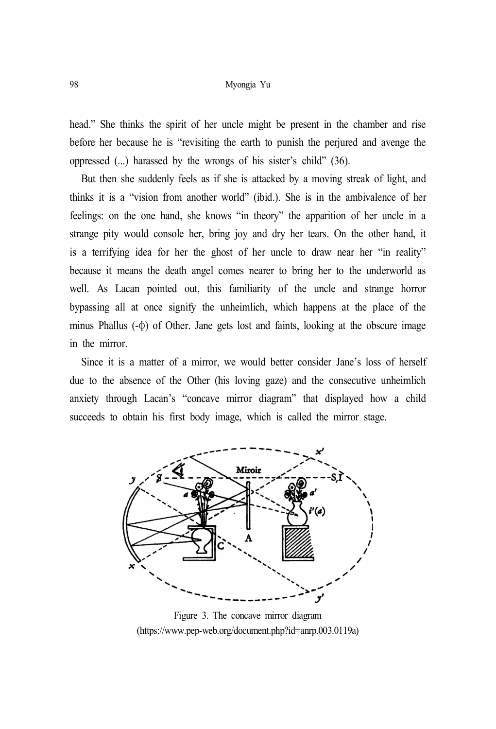head." She thinks the spirit of her uncle might be present in the chamber and rise before her because he is "revisiting the earth to punish the perjured and avenge the oppressed (...) harassed by the wrongs of his sister's child" (36).

But then she suddenly feels as if she is attacked by a moving streak of light, and thinks it is a "vision from another world" (ibid.). She is in the ambivalence of her feelings: on the one hand, she knows "in theory" the apparition of her uncle in a strange pity would console her, bring joy and dry her tears. On the other hand, it is a terrifying idea for her the ghost of her uncle to draw near her "in reality" because it means the death angel comes nearer to bring her to the underworld as well. As Lacan pointed out, this familiarity of the uncle and strange horror bypassing all at once signify the unheimlich, which happens at the place of the minus Phallus ($-\phi$) of Other. Jane gets lost and faints, looking at the obscure image in the mirror.

Since it is a matter of a mirror, we would better consider Jane's loss of herself due to the absence of the Other (his loving gaze) and the consecutive unheimlich anxiety through Lacan's "concave mirror diagram" that displayed how a child succeeds to obtain his first body image, which is called the mirror stage.

Figure 3. The concave mirror diagram (https://www.pep-web.org/document.php?id=anrp.003.0119a)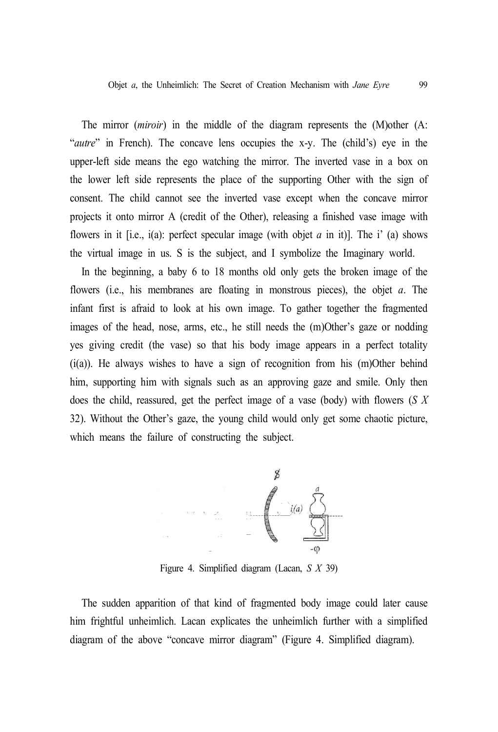The mirror (*miroir*) in the middle of the diagram represents the (M)other (A: "*autre*" in French). The concave lens occupies the x-y. The (child's) eye in the upper-left side means the ego watching the mirror. The inverted vase in a box on the lower left side represents the place of the supporting Other with the sign of consent. The child cannot see the inverted vase except when the concave mirror projects it onto mirror A (credit of the Other), releasing a finished vase image with flowers in it [i.e., i(a): perfect specular image (with objet *a* in it)]. The i' (a) shows the virtual image in us. S is the subject, and I symbolize the Imaginary world.

In the beginning, a baby 6 to 18 months old only gets the broken image of the flowers (i.e., his membranes are floating in monstrous pieces), the objet *a*. The infant first is afraid to look at his own image. To gather together the fragmented images of the head, nose, arms, etc., he still needs the (m)Other's gaze or nodding yes giving credit (the vase) so that his body image appears in a perfect totality (i(a)). He always wishes to have a sign of recognition from his (m)Other behind him, supporting him with signals such as an approving gaze and smile. Only then does the child, reassured, get the perfect image of a vase (body) with flowers (*S X* 32). Without the Other's gaze, the young child would only get some chaotic picture, which means the failure of constructing the subject.

Figure 4. Simplified diagram (Lacan, *S X* 39)

The sudden apparition of that kind of fragmented body image could later cause him frightful unheimlich. Lacan explicates the unheimlich further with a simplified diagram of the above "concave mirror diagram" (Figure 4. Simplified diagram).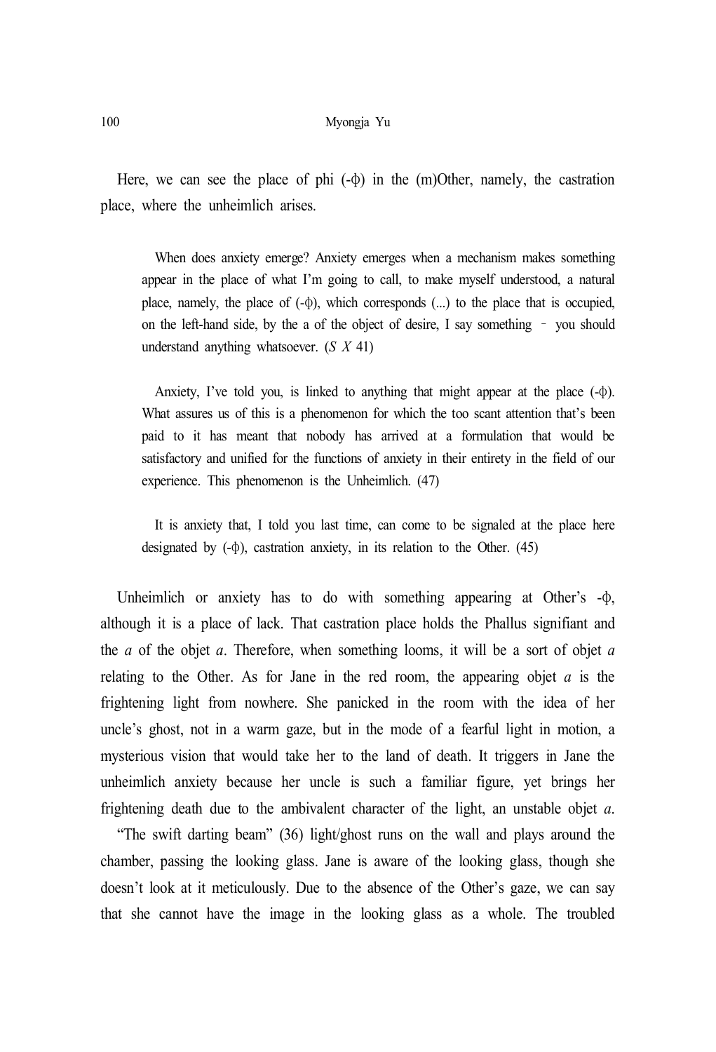Here, we can see the place of phi ($-\phi$) in the (m)Other, namely, the castration place, where the unheimlich arises.

> When does anxiety emerge? Anxiety emerges when a mechanism makes something appear in the place of what I'm going to call, to make myself understood, a natural place, namely, the place of ($-\phi$), which corresponds (...) to the place that is occupied, on the left-hand side, by the a of the object of desire, I say something – you should understand anything whatsoever. (*S X* 41)

> Anxiety, I've told you, is linked to anything that might appear at the place ($-\phi$). What assures us of this is a phenomenon for which the too scant attention that's been paid to it has meant that nobody has arrived at a formulation that would be satisfactory and unified for the functions of anxiety in their entirety in the field of our experience. This phenomenon is the Unheimlich. (47)

> It is anxiety that, I told you last time, can come to be signaled at the place here designated by ($-\phi$), castration anxiety, in its relation to the Other. (45)

Unheimlich or anxiety has to do with something appearing at Other's $-\phi$, although it is a place of lack. That castration place holds the Phallus signifiant and the *a* of the objet *a*. Therefore, when something looms, it will be a sort of objet *a* relating to the Other. As for Jane in the red room, the appearing objet *a* is the frightening light from nowhere. She panicked in the room with the idea of her uncle's ghost, not in a warm gaze, but in the mode of a fearful light in motion, a mysterious vision that would take her to the land of death. It triggers in Jane the unheimlich anxiety because her uncle is such a familiar figure, yet brings her frightening death due to the ambivalent character of the light, an unstable objet *a*.

"The swift darting beam" (36) light/ghost runs on the wall and plays around the chamber, passing the looking glass. Jane is aware of the looking glass, though she doesn't look at it meticulously. Due to the absence of the Other's gaze, we can say that she cannot have the image in the looking glass as a whole. The troubled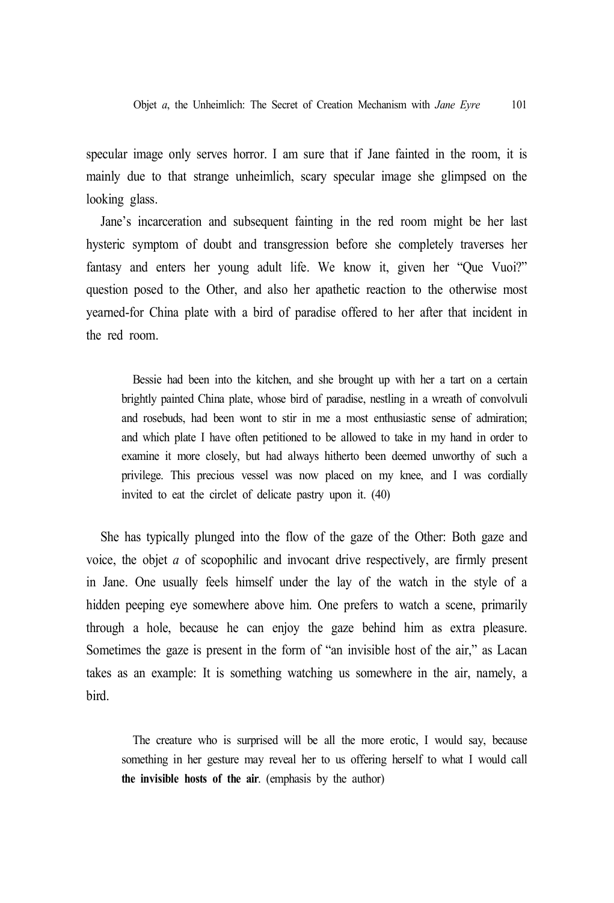specular image only serves horror. I am sure that if Jane fainted in the room, it is mainly due to that strange unheimlich, scary specular image she glimpsed on the looking glass.

Jane's incarceration and subsequent fainting in the red room might be her last hysteric symptom of doubt and transgression before she completely traverses her fantasy and enters her young adult life. We know it, given her "Que Vuoi?" question posed to the Other, and also her apathetic reaction to the otherwise most yearned-for China plate with a bird of paradise offered to her after that incident in the red room.

> Bessie had been into the kitchen, and she brought up with her a tart on a certain brightly painted China plate, whose bird of paradise, nestling in a wreath of convolvuli and rosebuds, had been wont to stir in me a most enthusiastic sense of admiration; and which plate I have often petitioned to be allowed to take in my hand in order to examine it more closely, but had always hitherto been deemed unworthy of such a privilege. This precious vessel was now placed on my knee, and I was cordially invited to eat the circlet of delicate pastry upon it. (40)

She has typically plunged into the flow of the gaze of the Other: Both gaze and voice, the objet *a* of scopophilic and invocant drive respectively, are firmly present in Jane. One usually feels himself under the lay of the watch in the style of a hidden peeping eye somewhere above him. One prefers to watch a scene, primarily through a hole, because he can enjoy the gaze behind him as extra pleasure. Sometimes the gaze is present in the form of "an invisible host of the air," as Lacan takes as an example: It is something watching us somewhere in the air, namely, a bird.

> The creature who is surprised will be all the more erotic, I would say, because something in her gesture may reveal her to us offering herself to what I would call **the invisible hosts of the air**. (emphasis by the author)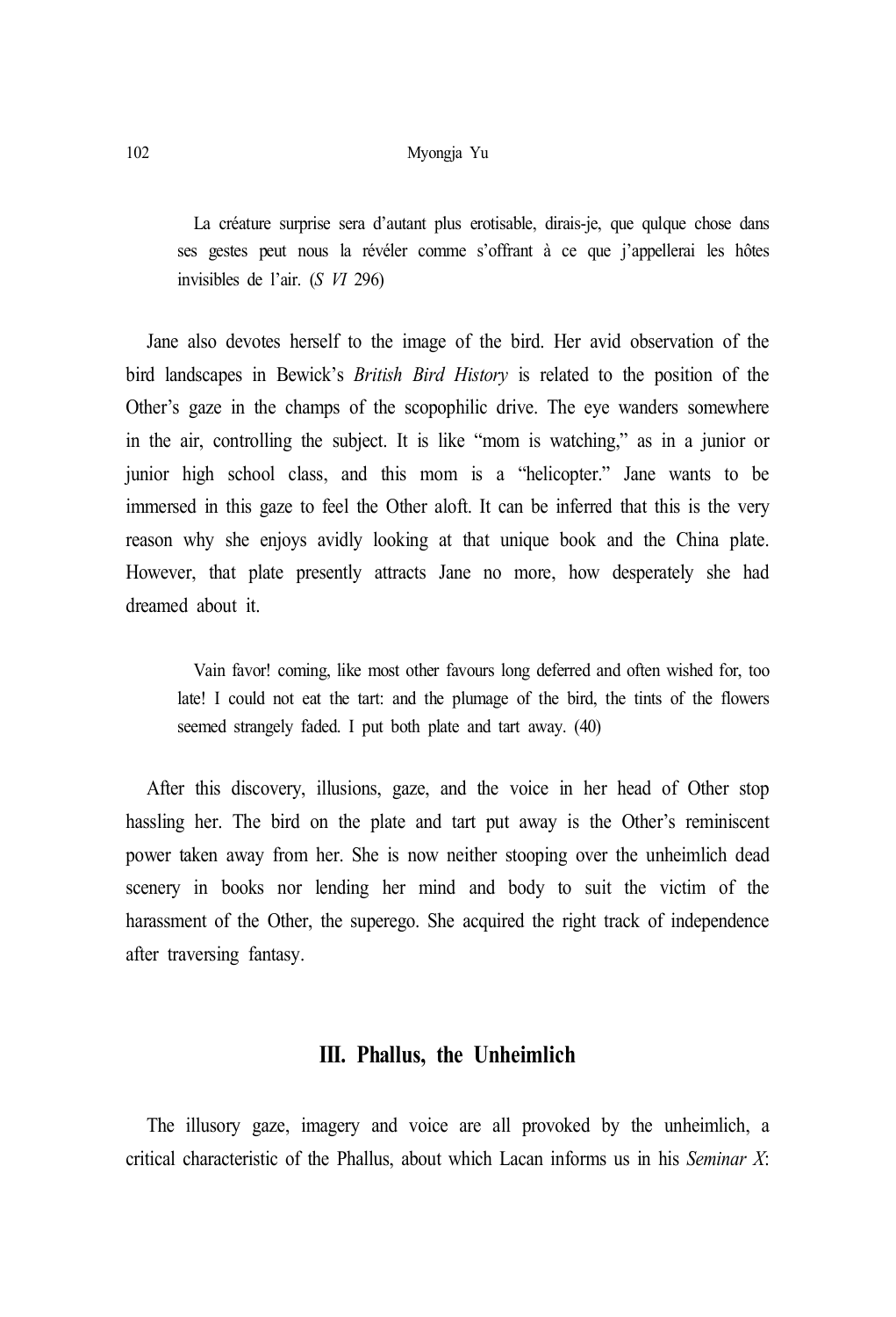> La créature surprise sera d'autant plus erotisable, dirais-je, que qulque chose dans ses gestes peut nous la révéler comme s'offrant à ce que j'appellerai les hôtes invisibles de l'air. (*S VI* 296)

Jane also devotes herself to the image of the bird. Her avid observation of the bird landscapes in Bewick's *British Bird History* is related to the position of the Other's gaze in the champs of the scopophilic drive. The eye wanders somewhere in the air, controlling the subject. It is like "mom is watching," as in a junior or junior high school class, and this mom is a "helicopter." Jane wants to be immersed in this gaze to feel the Other aloft. It can be inferred that this is the very reason why she enjoys avidly looking at that unique book and the China plate. However, that plate presently attracts Jane no more, how desperately she had dreamed about it.

> Vain favor! coming, like most other favours long deferred and often wished for, too late! I could not eat the tart: and the plumage of the bird, the tints of the flowers seemed strangely faded. I put both plate and tart away. (40)

After this discovery, illusions, gaze, and the voice in her head of Other stop hassling her. The bird on the plate and tart put away is the Other's reminiscent power taken away from her. She is now neither stooping over the unheimlich dead scenery in books nor lending her mind and body to suit the victim of the harassment of the Other, the superego. She acquired the right track of independence after traversing fantasy.

## III. Phallus, the Unheimlich

The illusory gaze, imagery and voice are all provoked by the unheimlich, a critical characteristic of the Phallus, about which Lacan informs us in his *Seminar X*: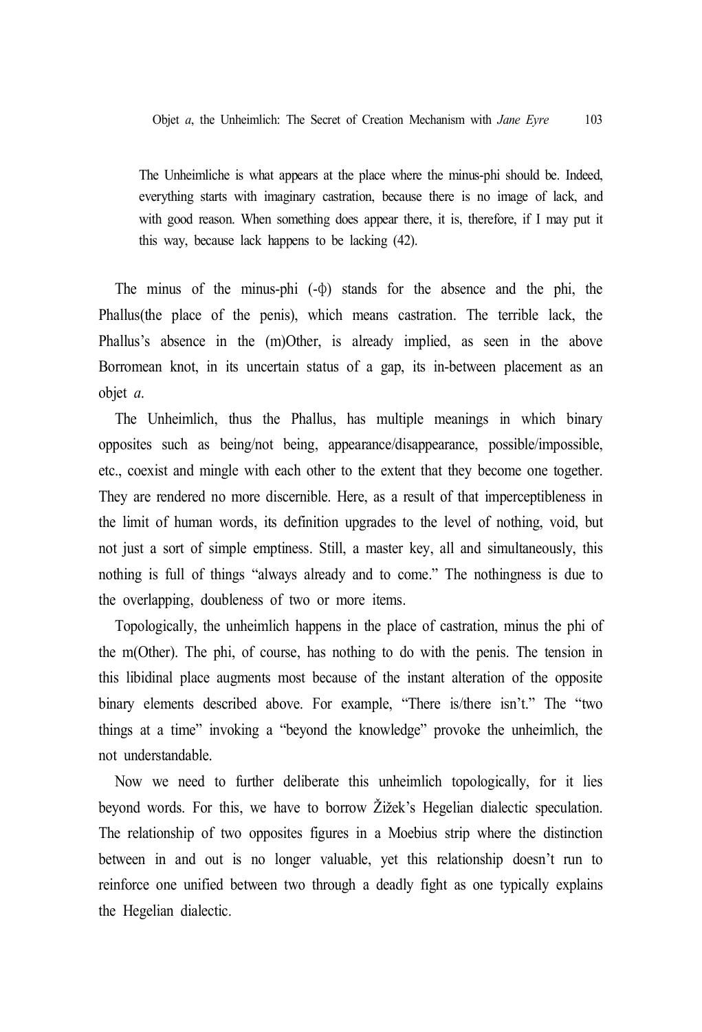> The Unheimliche is what appears at the place where the minus-phi should be. Indeed, everything starts with imaginary castration, because there is no image of lack, and with good reason. When something does appear there, it is, therefore, if I may put it this way, because lack happens to be lacking (42).

The minus of the minus-phi (-ф) stands for the absence and the phi, the Phallus(the place of the penis), which means castration. The terrible lack, the Phallus's absence in the (m)Other, is already implied, as seen in the above Borromean knot, in its uncertain status of a gap, its in-between placement as an objet *a*.

The Unheimlich, thus the Phallus, has multiple meanings in which binary opposites such as being/not being, appearance/disappearance, possible/impossible, etc., coexist and mingle with each other to the extent that they become one together. They are rendered no more discernible. Here, as a result of that imperceptibleness in the limit of human words, its definition upgrades to the level of nothing, void, but not just a sort of simple emptiness. Still, a master key, all and simultaneously, this nothing is full of things "always already and to come." The nothingness is due to the overlapping, doubleness of two or more items.

Topologically, the unheimlich happens in the place of castration, minus the phi of the m(Other). The phi, of course, has nothing to do with the penis. The tension in this libidinal place augments most because of the instant alteration of the opposite binary elements described above. For example, "There is/there isn't." The "two things at a time" invoking a "beyond the knowledge" provoke the unheimlich, the not understandable.

Now we need to further deliberate this unheimlich topologically, for it lies beyond words. For this, we have to borrow Žižek's Hegelian dialectic speculation. The relationship of two opposites figures in a Moebius strip where the distinction between in and out is no longer valuable, yet this relationship doesn't run to reinforce one unified between two through a deadly fight as one typically explains the Hegelian dialectic.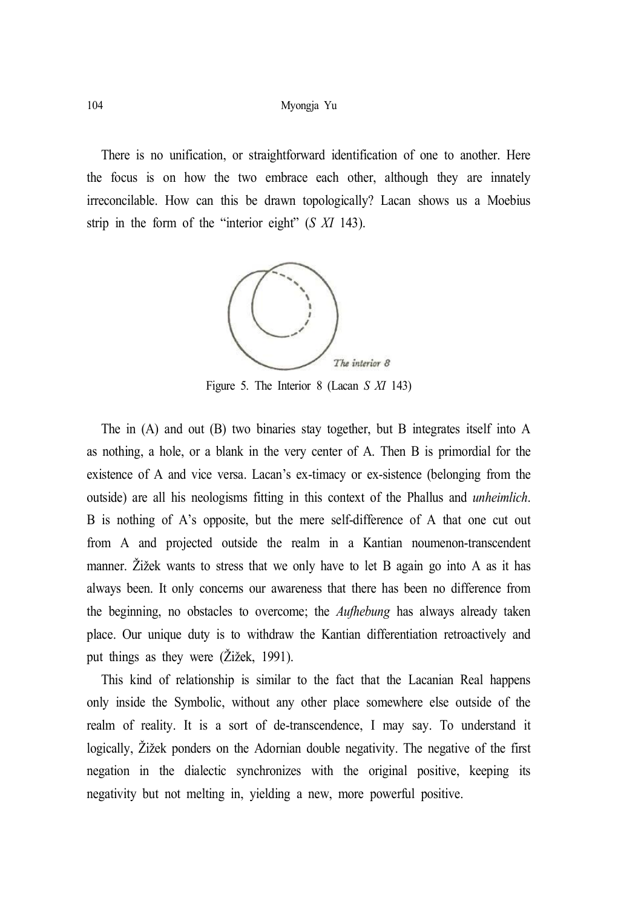There is no unification, or straightforward identification of one to another. Here the focus is on how the two embrace each other, although they are innately irreconcilable. How can this be drawn topologically? Lacan shows us a Moebius strip in the form of the "interior eight" (*S XI* 143).

Figure 5. The Interior 8 (Lacan *S XI* 143)

The in (A) and out (B) two binaries stay together, but B integrates itself into A as nothing, a hole, or a blank in the very center of A. Then B is primordial for the existence of A and vice versa. Lacan's ex-timacy or ex-sistence (belonging from the outside) are all his neologisms fitting in this context of the Phallus and *unheimlich*. B is nothing of A's opposite, but the mere self-difference of A that one cut out from A and projected outside the realm in a Kantian noumenon-transcendent manner. Žižek wants to stress that we only have to let B again go into A as it has always been. It only concerns our awareness that there has been no difference from the beginning, no obstacles to overcome; the *Aufhebung* has always already taken place. Our unique duty is to withdraw the Kantian differentiation retroactively and put things as they were (Žižek, 1991).

This kind of relationship is similar to the fact that the Lacanian Real happens only inside the Symbolic, without any other place somewhere else outside of the realm of reality. It is a sort of de-transcendence, I may say. To understand it logically, Žižek ponders on the Adornian double negativity. The negative of the first negation in the dialectic synchronizes with the original positive, keeping its negativity but not melting in, yielding a new, more powerful positive.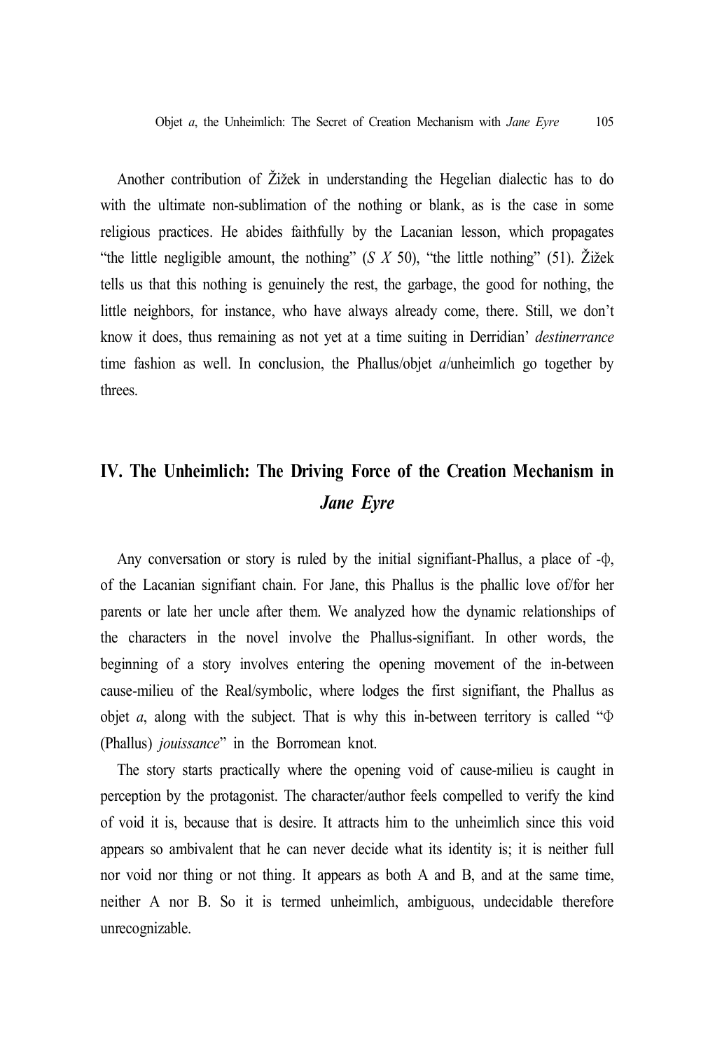Another contribution of Žižek in understanding the Hegelian dialectic has to do with the ultimate non-sublimation of the nothing or blank, as is the case in some religious practices. He abides faithfully by the Lacanian lesson, which propagates "the little negligible amount, the nothing" (*S X* 50), "the little nothing" (51). Žižek tells us that this nothing is genuinely the rest, the garbage, the good for nothing, the little neighbors, for instance, who have always already come, there. Still, we don't know it does, thus remaining as not yet at a time suiting in Derridian' *destinerrance* time fashion as well. In conclusion, the Phallus/objet *a*/unheimlich go together by threes.

## IV. The Unheimlich: The Driving Force of the Creation Mechanism in *Jane Eyre*

Any conversation or story is ruled by the initial signifiant-Phallus, a place of -φ, of the Lacanian signifiant chain. For Jane, this Phallus is the phallic love of/for her parents or late her uncle after them. We analyzed how the dynamic relationships of the characters in the novel involve the Phallus-signifiant. In other words, the beginning of a story involves entering the opening movement of the in-between cause-milieu of the Real/symbolic, where lodges the first signifiant, the Phallus as objet *a*, along with the subject. That is why this in-between territory is called "Φ (Phallus) *jouissance*" in the Borromean knot.

The story starts practically where the opening void of cause-milieu is caught in perception by the protagonist. The character/author feels compelled to verify the kind of void it is, because that is desire. It attracts him to the unheimlich since this void appears so ambivalent that he can never decide what its identity is; it is neither full nor void nor thing or not thing. It appears as both A and B, and at the same time, neither A nor B. So it is termed unheimlich, ambiguous, undecidable therefore unrecognizable.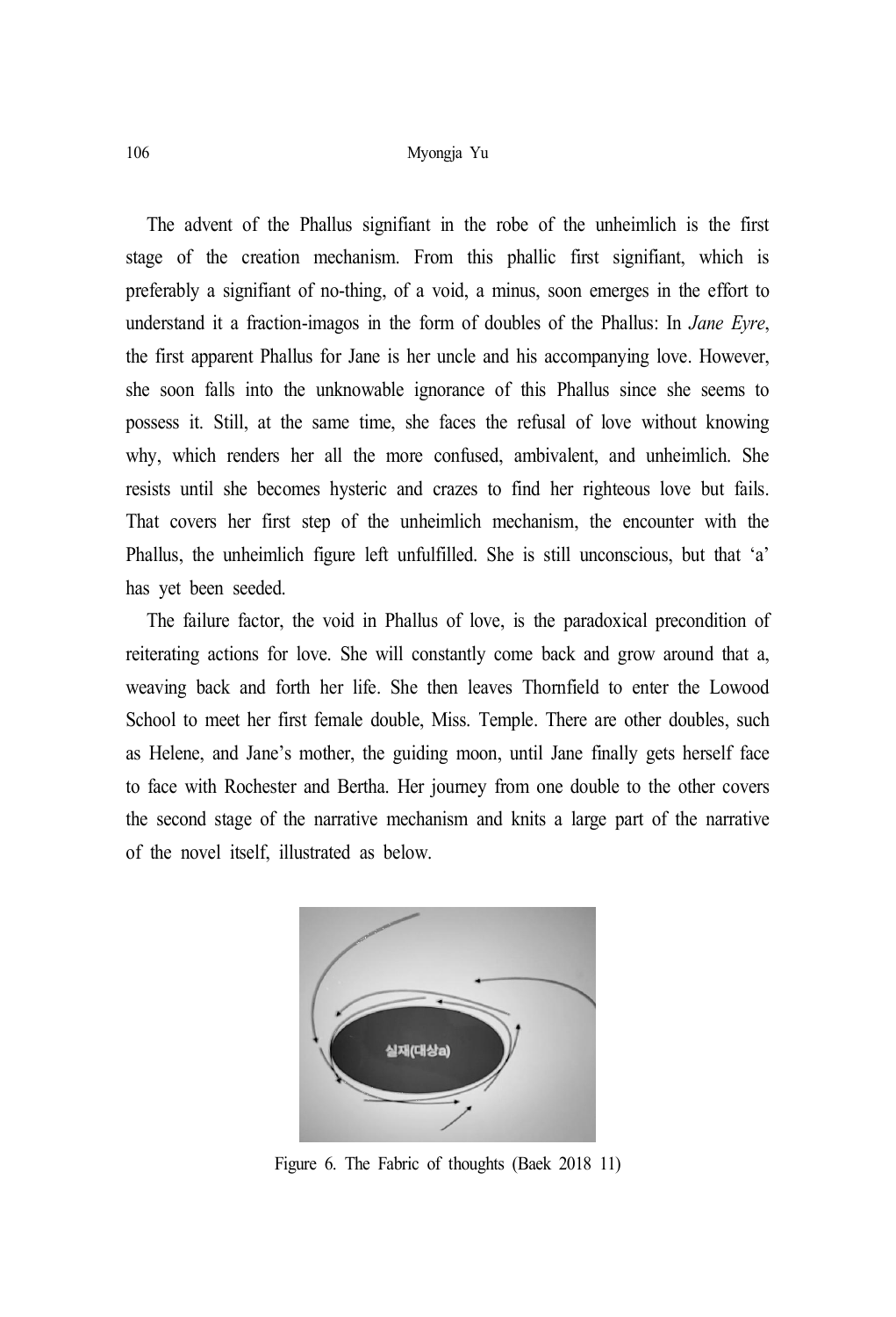The advent of the Phallus signifiant in the robe of the unheimlich is the first stage of the creation mechanism. From this phallic first signifiant, which is preferably a signifiant of no-thing, of a void, a minus, soon emerges in the effort to understand it a fraction-imagos in the form of doubles of the Phallus: In *Jane Eyre*, the first apparent Phallus for Jane is her uncle and his accompanying love. However, she soon falls into the unknowable ignorance of this Phallus since she seems to possess it. Still, at the same time, she faces the refusal of love without knowing why, which renders her all the more confused, ambivalent, and unheimlich. She resists until she becomes hysteric and crazes to find her righteous love but fails. That covers her first step of the unheimlich mechanism, the encounter with the Phallus, the unheimlich figure left unfulfilled. She is still unconscious, but that 'a' has yet been seeded.

The failure factor, the void in Phallus of love, is the paradoxical precondition of reiterating actions for love. She will constantly come back and grow around that a, weaving back and forth her life. She then leaves Thornfield to enter the Lowood School to meet her first female double, Miss. Temple. There are other doubles, such as Helene, and Jane's mother, the guiding moon, until Jane finally gets herself face to face with Rochester and Bertha. Her journey from one double to the other covers the second stage of the narrative mechanism and knits a large part of the narrative of the novel itself, illustrated as below.

실재(대상a)

Figure 6. The Fabric of thoughts (Baek 2018 11)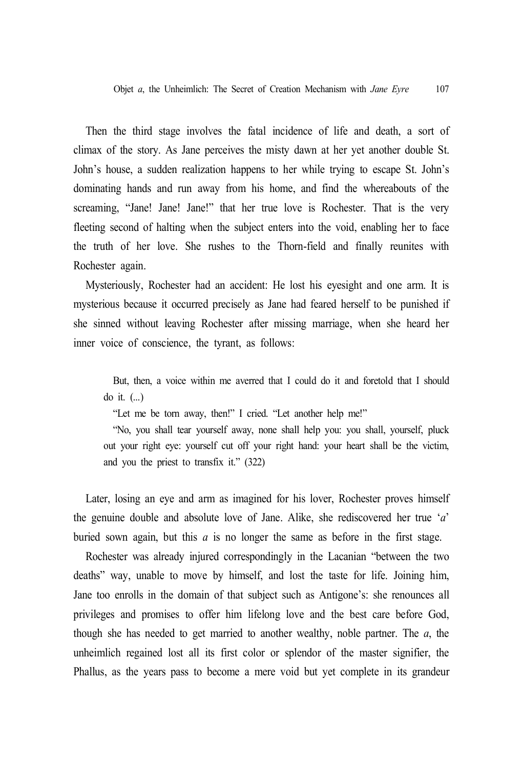Then the third stage involves the fatal incidence of life and death, a sort of climax of the story. As Jane perceives the misty dawn at her yet another double St. John's house, a sudden realization happens to her while trying to escape St. John's dominating hands and run away from his home, and find the whereabouts of the screaming, "Jane! Jane! Jane!" that her true love is Rochester. That is the very fleeting second of halting when the subject enters into the void, enabling her to face the truth of her love. She rushes to the Thorn-field and finally reunites with Rochester again.

Mysteriously, Rochester had an accident: He lost his eyesight and one arm. It is mysterious because it occurred precisely as Jane had feared herself to be punished if she sinned without leaving Rochester after missing marriage, when she heard her inner voice of conscience, the tyrant, as follows:

> But, then, a voice within me averred that I could do it and foretold that I should do it. (...)
>
> "Let me be torn away, then!" I cried. "Let another help me!"
>
> "No, you shall tear yourself away, none shall help you: you shall, yourself, pluck out your right eye: yourself cut off your right hand: your heart shall be the victim, and you the priest to transfix it." (322)

Later, losing an eye and arm as imagined for his lover, Rochester proves himself the genuine double and absolute love of Jane. Alike, she rediscovered her true '*a*' buried sown again, but this *a* is no longer the same as before in the first stage.

Rochester was already injured correspondingly in the Lacanian "between the two deaths" way, unable to move by himself, and lost the taste for life. Joining him, Jane too enrolls in the domain of that subject such as Antigone's: she renounces all privileges and promises to offer him lifelong love and the best care before God, though she has needed to get married to another wealthy, noble partner. The *a*, the unheimlich regained lost all its first color or splendor of the master signifier, the Phallus, as the years pass to become a mere void but yet complete in its grandeur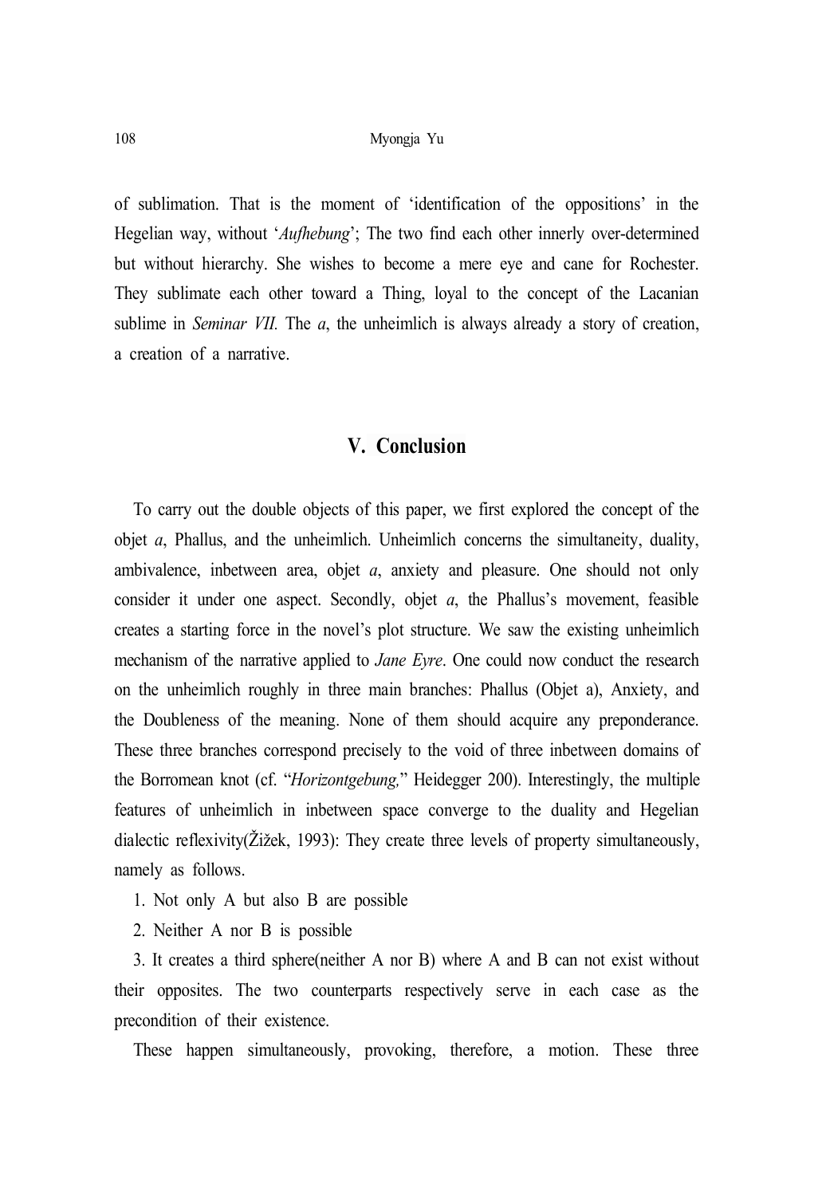of sublimation. That is the moment of 'identification of the oppositions' in the Hegelian way, without '*Aufhebung*'; The two find each other innerly over-determined but without hierarchy. She wishes to become a mere eye and cane for Rochester. They sublimate each other toward a Thing, loyal to the concept of the Lacanian sublime in *Seminar VII.* The *a*, the unheimlich is always already a story of creation, a creation of a narrative.

## V. Conclusion

To carry out the double objects of this paper, we first explored the concept of the objet *a*, Phallus, and the unheimlich. Unheimlich concerns the simultaneity, duality, ambivalence, inbetween area, objet *a*, anxiety and pleasure. One should not only consider it under one aspect. Secondly, objet *a*, the Phallus's movement, feasible creates a starting force in the novel's plot structure. We saw the existing unheimlich mechanism of the narrative applied to *Jane Eyre*. One could now conduct the research on the unheimlich roughly in three main branches: Phallus (Objet a), Anxiety, and the Doubleness of the meaning. None of them should acquire any preponderance. These three branches correspond precisely to the void of three inbetween domains of the Borromean knot (cf. "*Horizontgebung,*" Heidegger 200). Interestingly, the multiple features of unheimlich in inbetween space converge to the duality and Hegelian dialectic reflexivity(Žižek, 1993): They create three levels of property simultaneously, namely as follows.

1. Not only A but also B are possible
2. Neither A nor B is possible
3. It creates a third sphere(neither A nor B) where A and B can not exist without their opposites. The two counterparts respectively serve in each case as the precondition of their existence.

These happen simultaneously, provoking, therefore, a motion. These three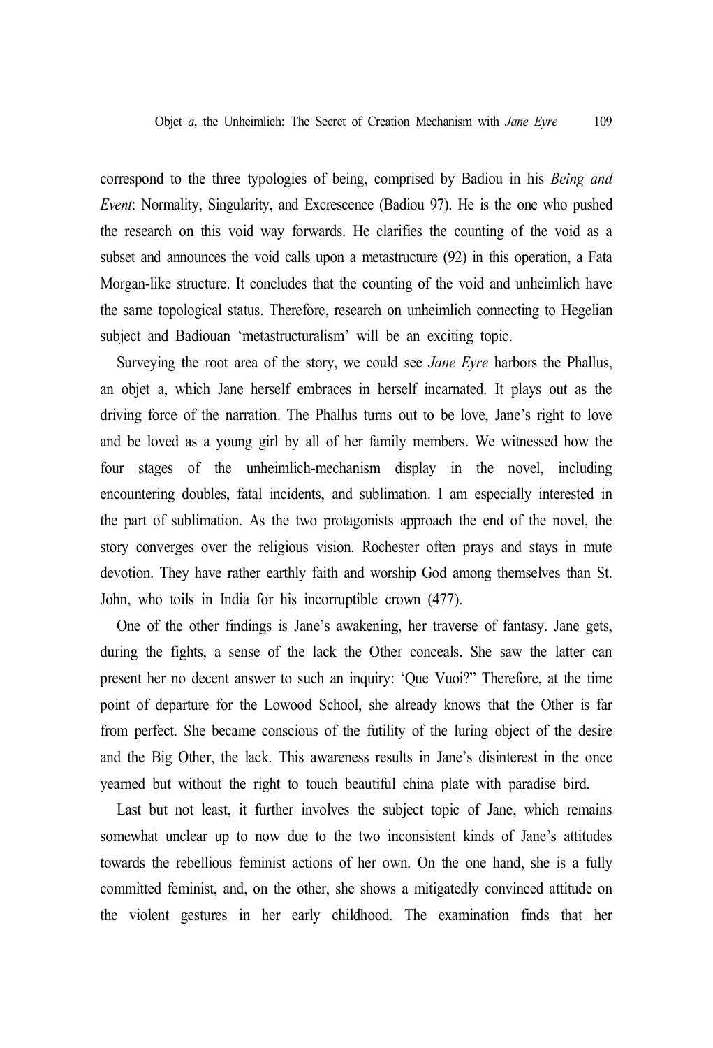correspond to the three typologies of being, comprised by Badiou in his *Being and Event*: Normality, Singularity, and Excrescence (Badiou 97). He is the one who pushed the research on this void way forwards. He clarifies the counting of the void as a subset and announces the void calls upon a metastructure (92) in this operation, a Fata Morgan-like structure. It concludes that the counting of the void and unheimlich have the same topological status. Therefore, research on unheimlich connecting to Hegelian subject and Badiouan 'metastructuralism' will be an exciting topic.

Surveying the root area of the story, we could see *Jane Eyre* harbors the Phallus, an objet a, which Jane herself embraces in herself incarnated. It plays out as the driving force of the narration. The Phallus turns out to be love, Jane's right to love and be loved as a young girl by all of her family members. We witnessed how the four stages of the unheimlich-mechanism display in the novel, including encountering doubles, fatal incidents, and sublimation. I am especially interested in the part of sublimation. As the two protagonists approach the end of the novel, the story converges over the religious vision. Rochester often prays and stays in mute devotion. They have rather earthly faith and worship God among themselves than St. John, who toils in India for his incorruptible crown (477).

One of the other findings is Jane's awakening, her traverse of fantasy. Jane gets, during the fights, a sense of the lack the Other conceals. She saw the latter can present her no decent answer to such an inquiry: 'Que Vuoi?" Therefore, at the time point of departure for the Lowood School, she already knows that the Other is far from perfect. She became conscious of the futility of the luring object of the desire and the Big Other, the lack. This awareness results in Jane's disinterest in the once yearned but without the right to touch beautiful china plate with paradise bird.

Last but not least, it further involves the subject topic of Jane, which remains somewhat unclear up to now due to the two inconsistent kinds of Jane's attitudes towards the rebellious feminist actions of her own. On the one hand, she is a fully committed feminist, and, on the other, she shows a mitigatedly convinced attitude on the violent gestures in her early childhood. The examination finds that her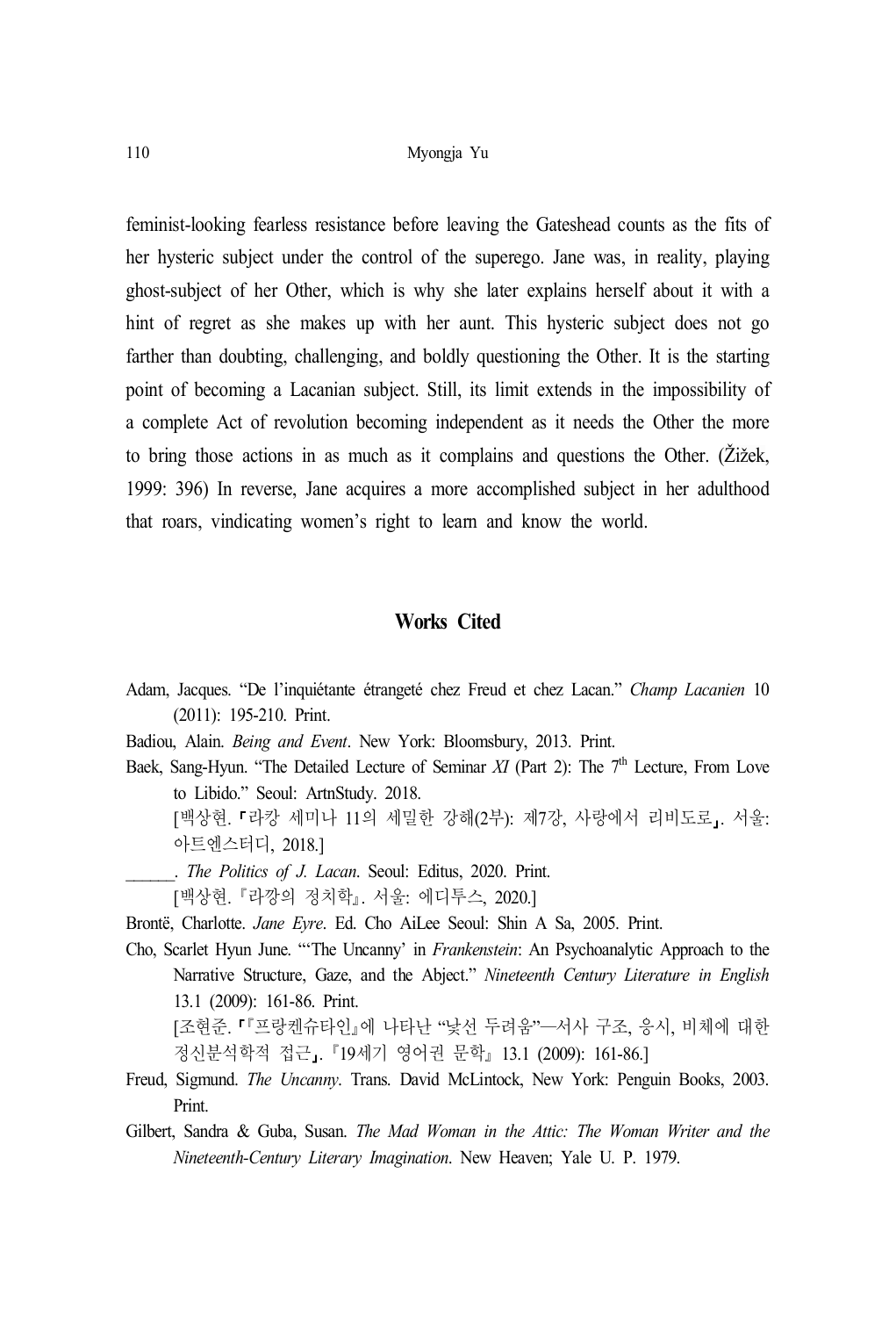feminist-looking fearless resistance before leaving the Gateshead counts as the fits of her hysteric subject under the control of the superego. Jane was, in reality, playing ghost-subject of her Other, which is why she later explains herself about it with a hint of regret as she makes up with her aunt. This hysteric subject does not go farther than doubting, challenging, and boldly questioning the Other. It is the starting point of becoming a Lacanian subject. Still, its limit extends in the impossibility of a complete Act of revolution becoming independent as it needs the Other the more to bring those actions in as much as it complains and questions the Other. (Žižek, 1999: 396) In reverse, Jane acquires a more accomplished subject in her adulthood that roars, vindicating women's right to learn and know the world.

## Works Cited

Adam, Jacques. "De l'inquiétante étrangeté chez Freud et chez Lacan." *Champ Lacanien* 10 (2011): 195-210. Print.

Badiou, Alain. *Being and Event*. New York: Bloomsbury, 2013. Print.

Baek, Sang-Hyun. "The Detailed Lecture of Seminar *XI* (Part 2): The 7th Lecture, From Love to Libido." Seoul: ArtnStudy. 2018.
[백상현. 「라캉 세미나 11의 세밀한 강해(2부): 제7강, 사랑에서 리비도로」. 서울: 아트엔스터디, 2018.]

______. *The Politics of J. Lacan*. Seoul: Editus, 2020. Print.
[백상현. 『라깡의 정치학』. 서울: 에디투스, 2020.]

Brontë, Charlotte. *Jane Eyre*. Ed. Cho AiLee Seoul: Shin A Sa, 2005. Print.

Cho, Scarlet Hyun June. "'The Uncanny' in *Frankenstein*: An Psychoanalytic Approach to the Narrative Structure, Gaze, and the Abject." *Nineteenth Century Literature in English* 13.1 (2009): 161-86. Print.
[조현준. 「『프랑켄슈타인』에 나타난 "낯선 두려움"—서사 구조, 응시, 비체에 대한 정신분석학적 접근」. 『19세기 영어권 문학』 13.1 (2009): 161-86.]

Freud, Sigmund. *The Uncanny*. Trans. David McLintock, New York: Penguin Books, 2003. Print.

Gilbert, Sandra & Guba, Susan. *The Mad Woman in the Attic: The Woman Writer and the Nineteenth-Century Literary Imagination*. New Heaven; Yale U. P. 1979.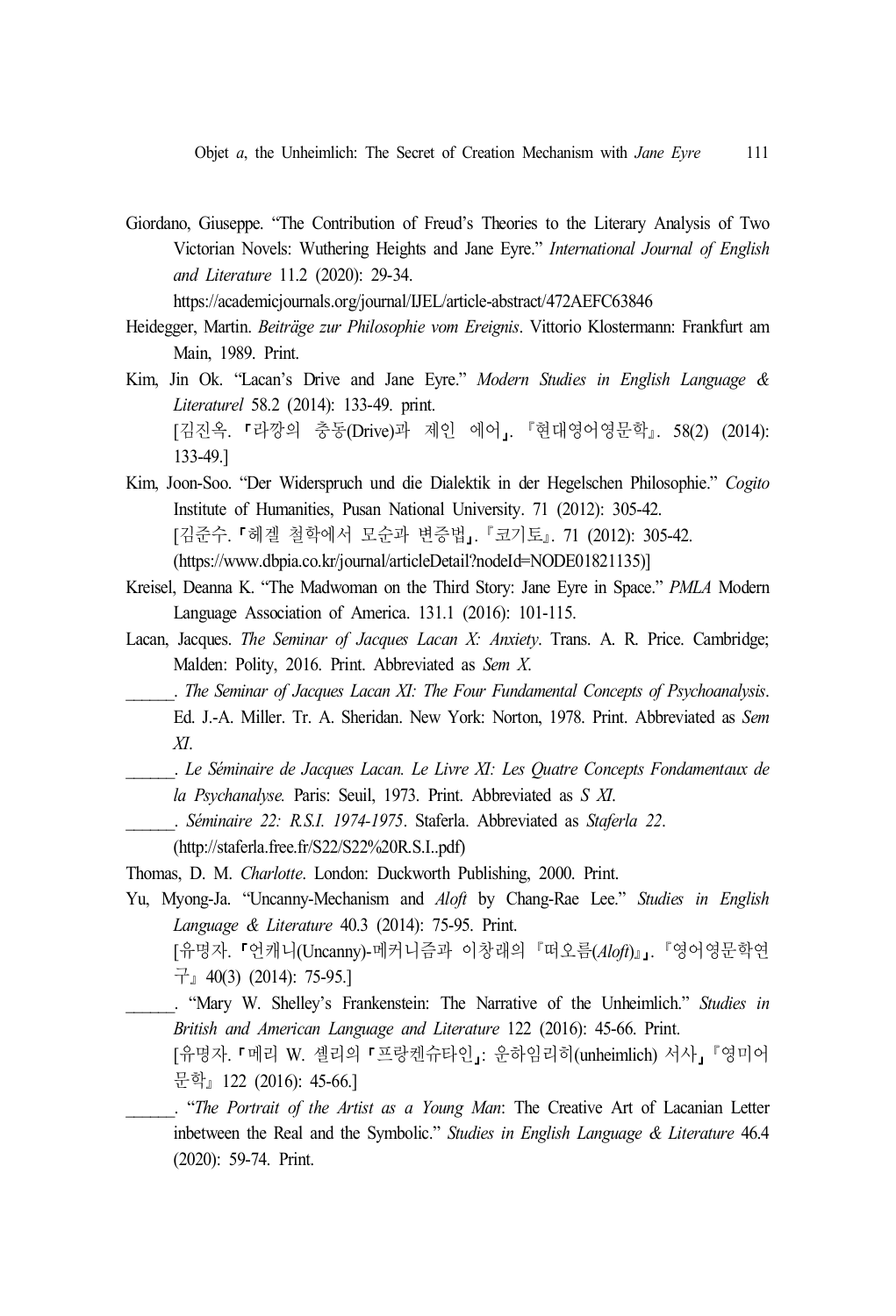Giordano, Giuseppe. "The Contribution of Freud's Theories to the Literary Analysis of Two Victorian Novels: Wuthering Heights and Jane Eyre." *International Journal of English and Literature* 11.2 (2020): 29-34.
https://academicjournals.org/journal/IJEL/article-abstract/472AEFC63846

Heidegger, Martin. *Beiträge zur Philosophie vom Ereignis*. Vittorio Klostermann: Frankfurt am Main, 1989. Print.

Kim, Jin Ok. "Lacan's Drive and Jane Eyre." *Modern Studies in English Language & Literaturel* 58.2 (2014): 133-49. print.
[김진옥. 「라깡의 충동(Drive)과 제인 에어」. 『현대영어영문학』. 58(2) (2014): 133-49.]

Kim, Joon-Soo. "Der Widerspruch und die Dialektik in der Hegelschen Philosophie." *Cogito* Institute of Humanities, Pusan National University. 71 (2012): 305-42.
[김준수. 「헤겔 철학에서 모순과 변증법」. 『코기토』. 71 (2012): 305-42.
(https://www.dbpia.co.kr/journal/articleDetail?nodeId=NODE01821135)]

Kreisel, Deanna K. "The Madwoman on the Third Story: Jane Eyre in Space." *PMLA* Modern Language Association of America. 131.1 (2016): 101-115.

Lacan, Jacques. *The Seminar of Jacques Lacan X: Anxiety*. Trans. A. R. Price. Cambridge; Malden: Polity, 2016. Print. Abbreviated as *Sem X*.

______. *The Seminar of Jacques Lacan XI: The Four Fundamental Concepts of Psychoanalysis*. Ed. J.-A. Miller. Tr. A. Sheridan. New York: Norton, 1978. Print. Abbreviated as *Sem XI*.

______. *Le Séminaire de Jacques Lacan. Le Livre XI: Les Quatre Concepts Fondamentaux de la Psychanalyse.* Paris: Seuil, 1973. Print. Abbreviated as *S XI*.

______. *Séminaire 22: R.S.I. 1974-1975*. Staferla. Abbreviated as *Staferla 22*.
(http://staferla.free.fr/S22/S22%20R.S.I..pdf)

Thomas, D. M. *Charlotte*. London: Duckworth Publishing, 2000. Print.

Yu, Myong-Ja. "Uncanny-Mechanism and *Aloft* by Chang-Rae Lee." *Studies in English Language & Literature* 40.3 (2014): 75-95. Print.
[유명자. 「언캐니(Uncanny)-메커니즘과 이창래의 『떠오름(*Aloft*)』」. 『영어영문학연구』 40(3) (2014): 75-95.]

______. "Mary W. Shelley's Frankenstein: The Narrative of the Unheimlich." *Studies in British and American Language and Literature* 122 (2016): 45-66. Print.
[유명자. 「메리 W. 셸리의 「프랑켄슈타인」: 운하임리히(unheimlich) 서사」 『영미어문학』 122 (2016): 45-66.]

______. "*The Portrait of the Artist as a Young Man*: The Creative Art of Lacanian Letter inbetween the Real and the Symbolic." *Studies in English Language & Literature* 46.4 (2020): 59-74. Print.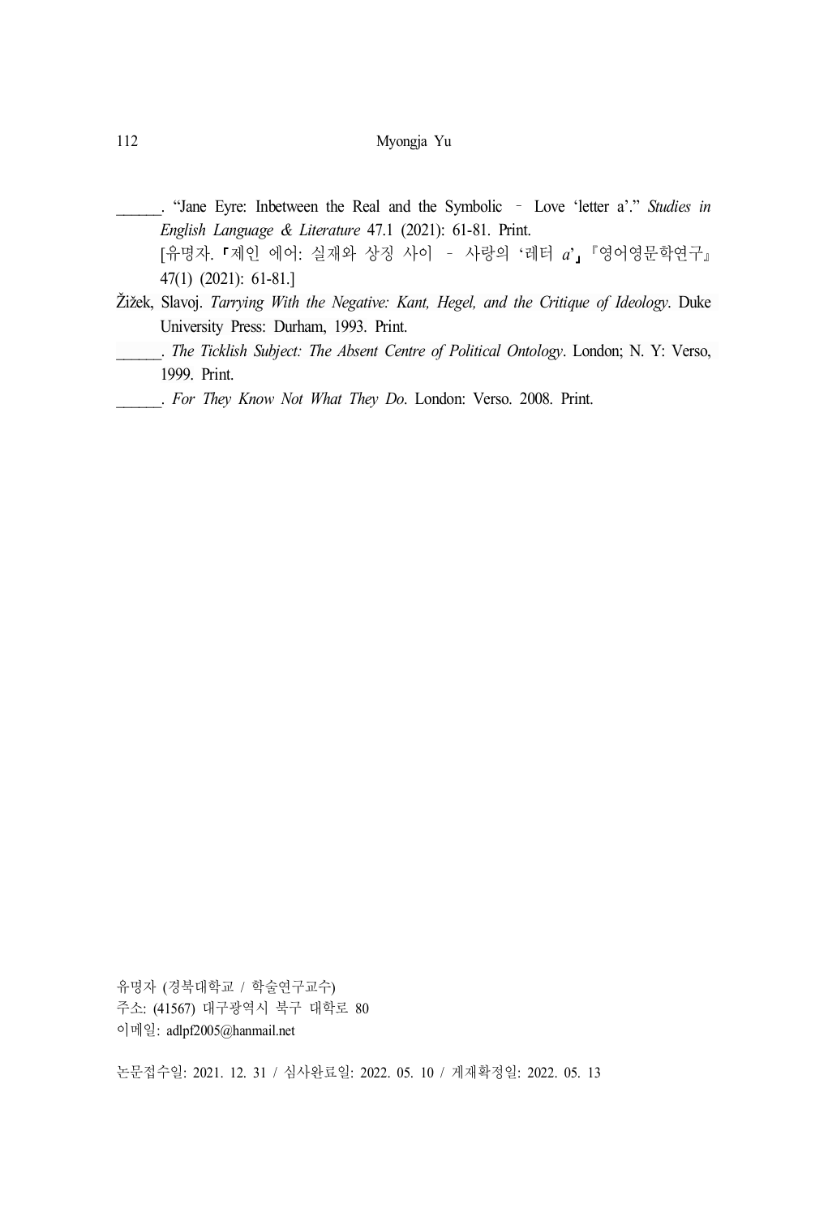______. "Jane Eyre: Inbetween the Real and the Symbolic – Love 'letter a'." *Studies in English Language & Literature* 47.1 (2021): 61-81. Print.
[유명자. 「제인 에어: 실재와 상징 사이 – 사랑의 '레터 *a*'」 『영어영문학연구』 47(1) (2021): 61-81.]

Žižek, Slavoj. *Tarrying With the Negative: Kant, Hegel, and the Critique of Ideology*. Duke University Press: Durham, 1993. Print.

______. *The Ticklish Subject: The Absent Centre of Political Ontology*. London; N. Y: Verso, 1999. Print.

______. *For They Know Not What They Do*. London: Verso. 2008. Print.

유명자 (경북대학교 / 학술연구교수)
주소: (41567) 대구광역시 북구 대학로 80
이메일: adlpf2005@hanmail.net

논문접수일: 2021. 12. 31 / 심사완료일: 2022. 05. 10 / 게재확정일: 2022. 05. 13